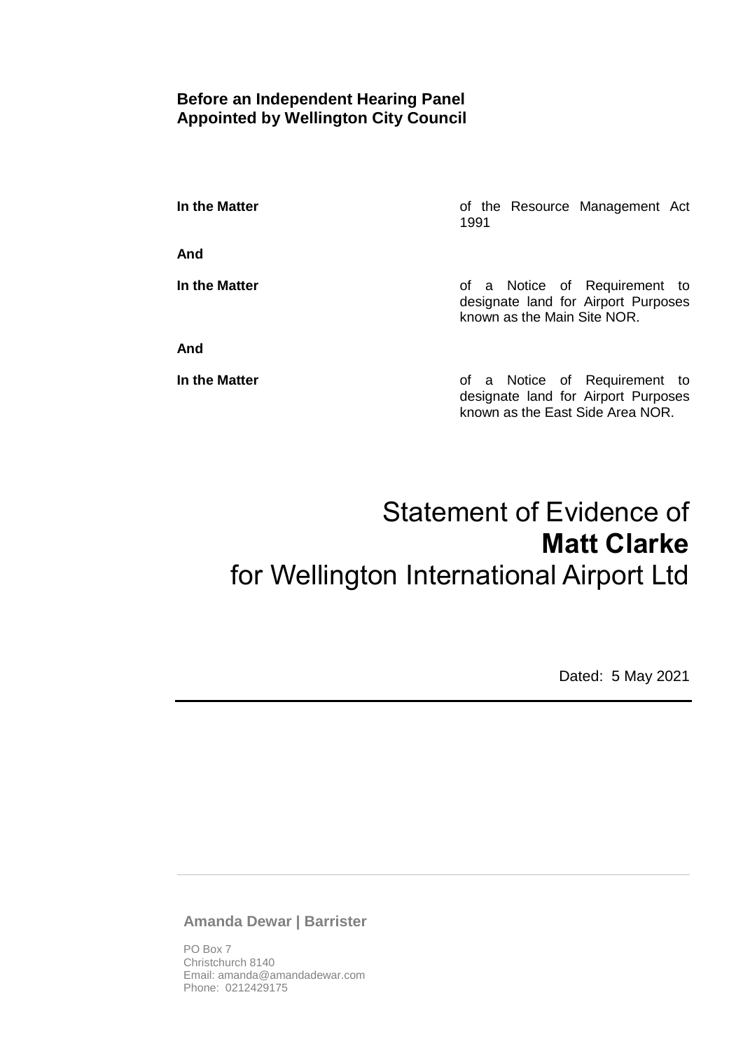**Before an Independent Hearing Panel**
**Appointed by Wellington City Council**

| | |
|---|---|
| **In the Matter** | of the Resource Management Act 1991 |
| **And** | |
| **In the Matter** | of a Notice of Requirement to designate land for Airport Purposes known as the Main Site NOR. |
| **And** | |
| **In the Matter** | of a Notice of Requirement to designate land for Airport Purposes known as the East Side Area NOR. |

# Statement of Evidence of **Matt Clarke** for Wellington International Airport Ltd

Dated: 5 May 2021

---

**Amanda Dewar | Barrister**

PO Box 7
Christchurch 8140
Email: amanda@amandadewar.com
Phone: 0212429175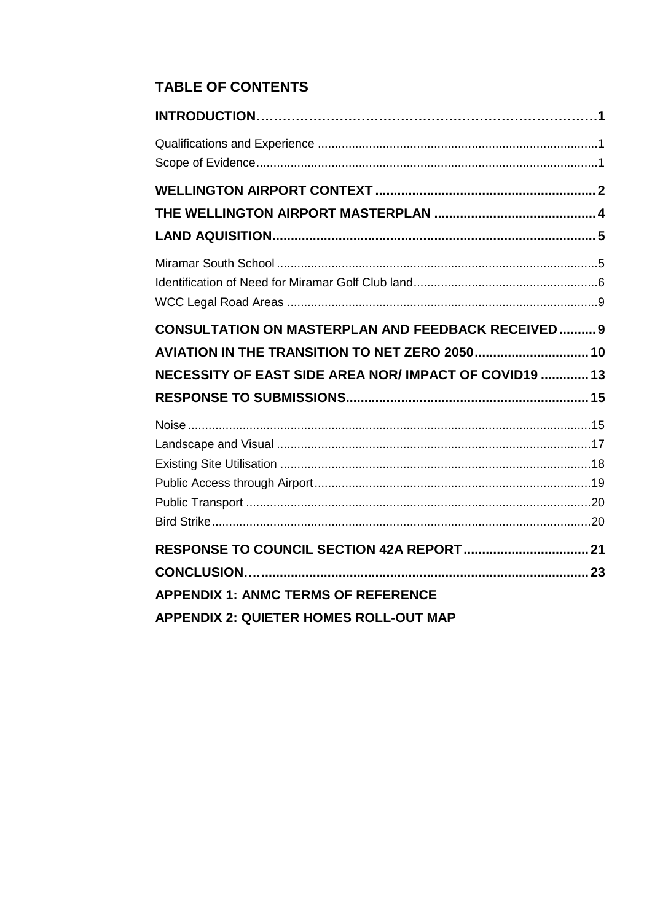## TABLE OF CONTENTS

**INTRODUCTION……………………………………………………………………1**

Qualifications and Experience ....................................................................................1

Scope of Evidence.........................................................................................................1

**WELLINGTON AIRPORT CONTEXT ..............................................................2**

**THE WELLINGTON AIRPORT MASTERPLAN ..............................................4**

**LAND AQUISITION..........................................................................................5**

Miramar South School ..................................................................................................5

Identification of Need for Miramar Golf Club land.........................................................6

WCC Legal Road Areas ...............................................................................................9

**CONSULTATION ON MASTERPLAN AND FEEDBACK RECEIVED..........9**

**AVIATION IN THE TRANSITION TO NET ZERO 2050...............................10**

**NECESSITY OF EAST SIDE AREA NOR/ IMPACT OF COVID19 .............13**

**RESPONSE TO SUBMISSIONS.....................................................................15**

Noise ............................................................................................................................15

Landscape and Visual .................................................................................................17

Existing Site Utilisation ................................................................................................18

Public Access through Airport......................................................................................19

Public Transport ..........................................................................................................20

Bird Strike.....................................................................................................................20

**RESPONSE TO COUNCIL SECTION 42A REPORT...................................21**

**CONCLUSION…...........................................................................................23**

**APPENDIX 1: ANMC TERMS OF REFERENCE**

**APPENDIX 2: QUIETER HOMES ROLL-OUT MAP**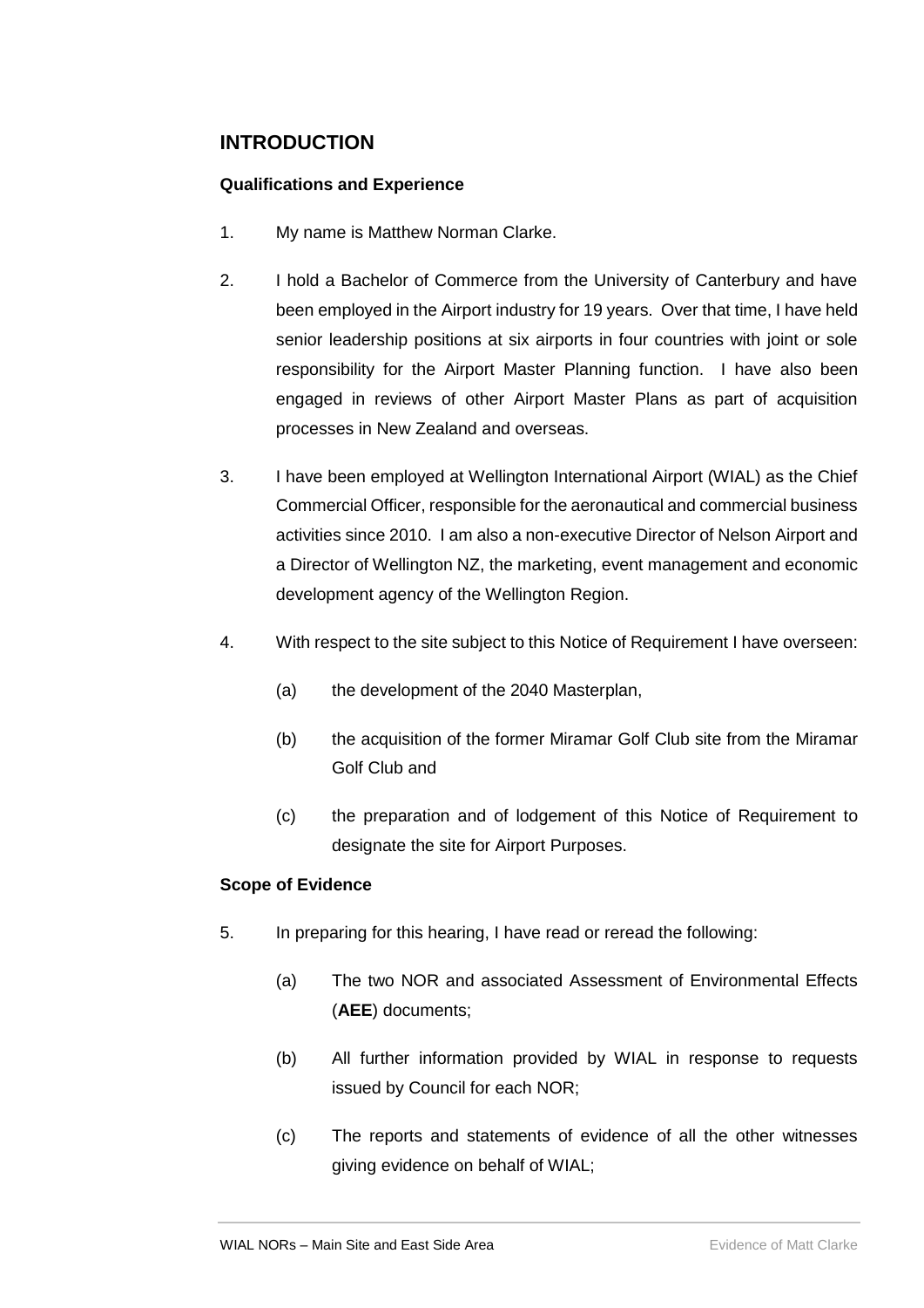## INTRODUCTION

### Qualifications and Experience

1. My name is Matthew Norman Clarke.

2. I hold a Bachelor of Commerce from the University of Canterbury and have been employed in the Airport industry for 19 years. Over that time, I have held senior leadership positions at six airports in four countries with joint or sole responsibility for the Airport Master Planning function. I have also been engaged in reviews of other Airport Master Plans as part of acquisition processes in New Zealand and overseas.

3. I have been employed at Wellington International Airport (WIAL) as the Chief Commercial Officer, responsible for the aeronautical and commercial business activities since 2010. I am also a non-executive Director of Nelson Airport and a Director of Wellington NZ, the marketing, event management and economic development agency of the Wellington Region.

4. With respect to the site subject to this Notice of Requirement I have overseen:

   (a) the development of the 2040 Masterplan,

   (b) the acquisition of the former Miramar Golf Club site from the Miramar Golf Club and

   (c) the preparation and of lodgement of this Notice of Requirement to designate the site for Airport Purposes.

### Scope of Evidence

5. In preparing for this hearing, I have read or reread the following:

   (a) The two NOR and associated Assessment of Environmental Effects (**AEE**) documents;

   (b) All further information provided by WIAL in response to requests issued by Council for each NOR;

   (c) The reports and statements of evidence of all the other witnesses giving evidence on behalf of WIAL;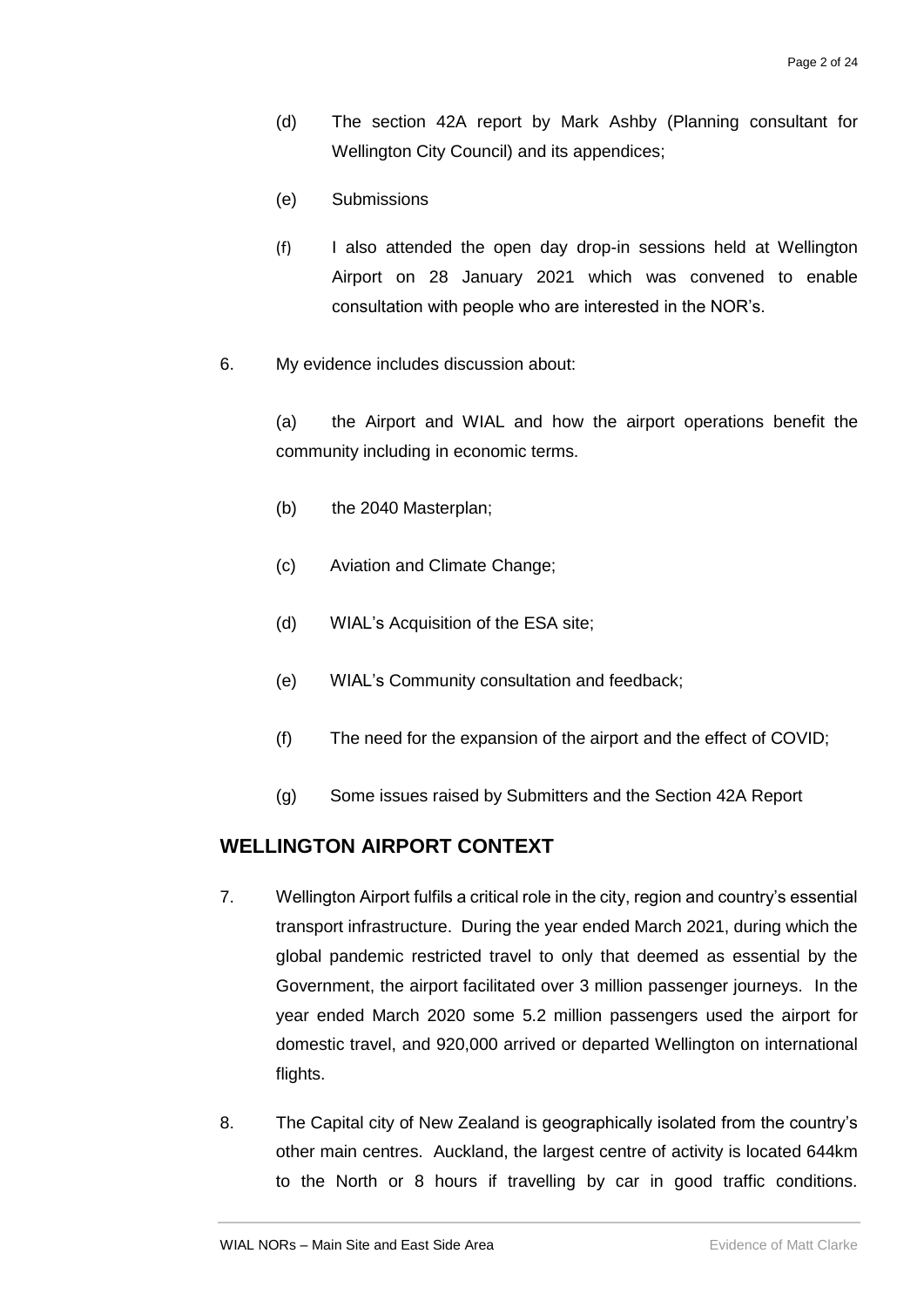(d) The section 42A report by Mark Ashby (Planning consultant for Wellington City Council) and its appendices;

(e) Submissions

(f) I also attended the open day drop-in sessions held at Wellington Airport on 28 January 2021 which was convened to enable consultation with people who are interested in the NOR's.

6. My evidence includes discussion about:

   (a) the Airport and WIAL and how the airport operations benefit the community including in economic terms.

   (b) the 2040 Masterplan;

   (c) Aviation and Climate Change;

   (d) WIAL's Acquisition of the ESA site;

   (e) WIAL's Community consultation and feedback;

   (f) The need for the expansion of the airport and the effect of COVID;

   (g) Some issues raised by Submitters and the Section 42A Report

## WELLINGTON AIRPORT CONTEXT

7. Wellington Airport fulfils a critical role in the city, region and country's essential transport infrastructure. During the year ended March 2021, during which the global pandemic restricted travel to only that deemed as essential by the Government, the airport facilitated over 3 million passenger journeys. In the year ended March 2020 some 5.2 million passengers used the airport for domestic travel, and 920,000 arrived or departed Wellington on international flights.

8. The Capital city of New Zealand is geographically isolated from the country's other main centres. Auckland, the largest centre of activity is located 644km to the North or 8 hours if travelling by car in good traffic conditions.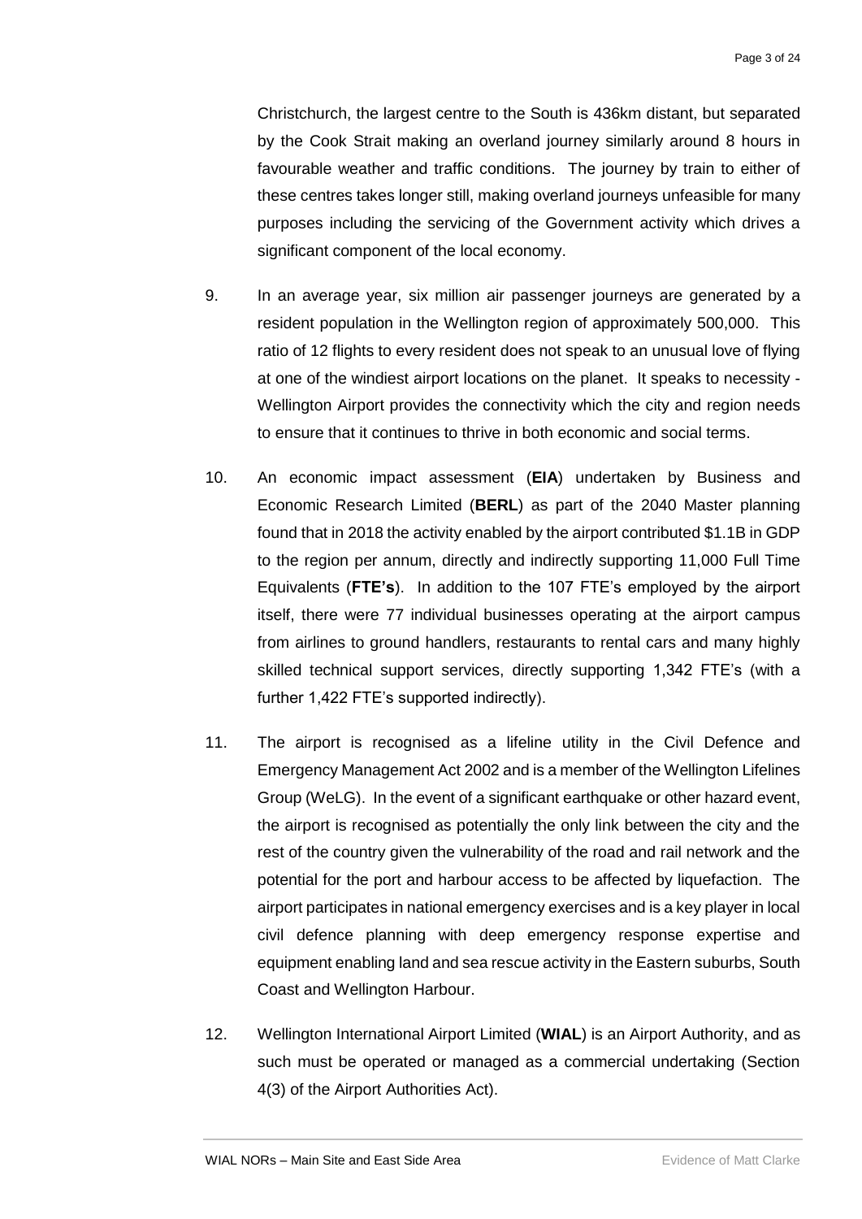Christchurch, the largest centre to the South is 436km distant, but separated by the Cook Strait making an overland journey similarly around 8 hours in favourable weather and traffic conditions. The journey by train to either of these centres takes longer still, making overland journeys unfeasible for many purposes including the servicing of the Government activity which drives a significant component of the local economy.

9. In an average year, six million air passenger journeys are generated by a resident population in the Wellington region of approximately 500,000. This ratio of 12 flights to every resident does not speak to an unusual love of flying at one of the windiest airport locations on the planet. It speaks to necessity - Wellington Airport provides the connectivity which the city and region needs to ensure that it continues to thrive in both economic and social terms.

10. An economic impact assessment (**EIA**) undertaken by Business and Economic Research Limited (**BERL**) as part of the 2040 Master planning found that in 2018 the activity enabled by the airport contributed $1.1B in GDP to the region per annum, directly and indirectly supporting 11,000 Full Time Equivalents (**FTE's**). In addition to the 107 FTE's employed by the airport itself, there were 77 individual businesses operating at the airport campus from airlines to ground handlers, restaurants to rental cars and many highly skilled technical support services, directly supporting 1,342 FTE's (with a further 1,422 FTE's supported indirectly).

11. The airport is recognised as a lifeline utility in the Civil Defence and Emergency Management Act 2002 and is a member of the Wellington Lifelines Group (WeLG). In the event of a significant earthquake or other hazard event, the airport is recognised as potentially the only link between the city and the rest of the country given the vulnerability of the road and rail network and the potential for the port and harbour access to be affected by liquefaction. The airport participates in national emergency exercises and is a key player in local civil defence planning with deep emergency response expertise and equipment enabling land and sea rescue activity in the Eastern suburbs, South Coast and Wellington Harbour.

12. Wellington International Airport Limited (**WIAL**) is an Airport Authority, and as such must be operated or managed as a commercial undertaking (Section 4(3) of the Airport Authorities Act).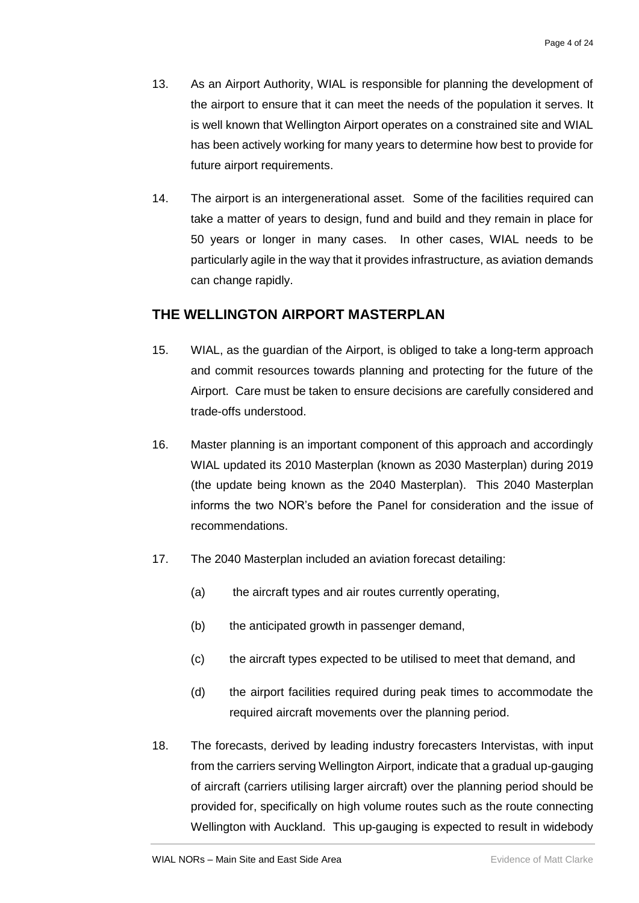13. As an Airport Authority, WIAL is responsible for planning the development of the airport to ensure that it can meet the needs of the population it serves. It is well known that Wellington Airport operates on a constrained site and WIAL has been actively working for many years to determine how best to provide for future airport requirements.

14. The airport is an intergenerational asset. Some of the facilities required can take a matter of years to design, fund and build and they remain in place for 50 years or longer in many cases. In other cases, WIAL needs to be particularly agile in the way that it provides infrastructure, as aviation demands can change rapidly.

## THE WELLINGTON AIRPORT MASTERPLAN

15. WIAL, as the guardian of the Airport, is obliged to take a long-term approach and commit resources towards planning and protecting for the future of the Airport. Care must be taken to ensure decisions are carefully considered and trade-offs understood.

16. Master planning is an important component of this approach and accordingly WIAL updated its 2010 Masterplan (known as 2030 Masterplan) during 2019 (the update being known as the 2040 Masterplan). This 2040 Masterplan informs the two NOR's before the Panel for consideration and the issue of recommendations.

17. The 2040 Masterplan included an aviation forecast detailing:

    (a) the aircraft types and air routes currently operating,

    (b) the anticipated growth in passenger demand,

    (c) the aircraft types expected to be utilised to meet that demand, and

    (d) the airport facilities required during peak times to accommodate the required aircraft movements over the planning period.

18. The forecasts, derived by leading industry forecasters Intervistas, with input from the carriers serving Wellington Airport, indicate that a gradual up-gauging of aircraft (carriers utilising larger aircraft) over the planning period should be provided for, specifically on high volume routes such as the route connecting Wellington with Auckland. This up-gauging is expected to result in widebody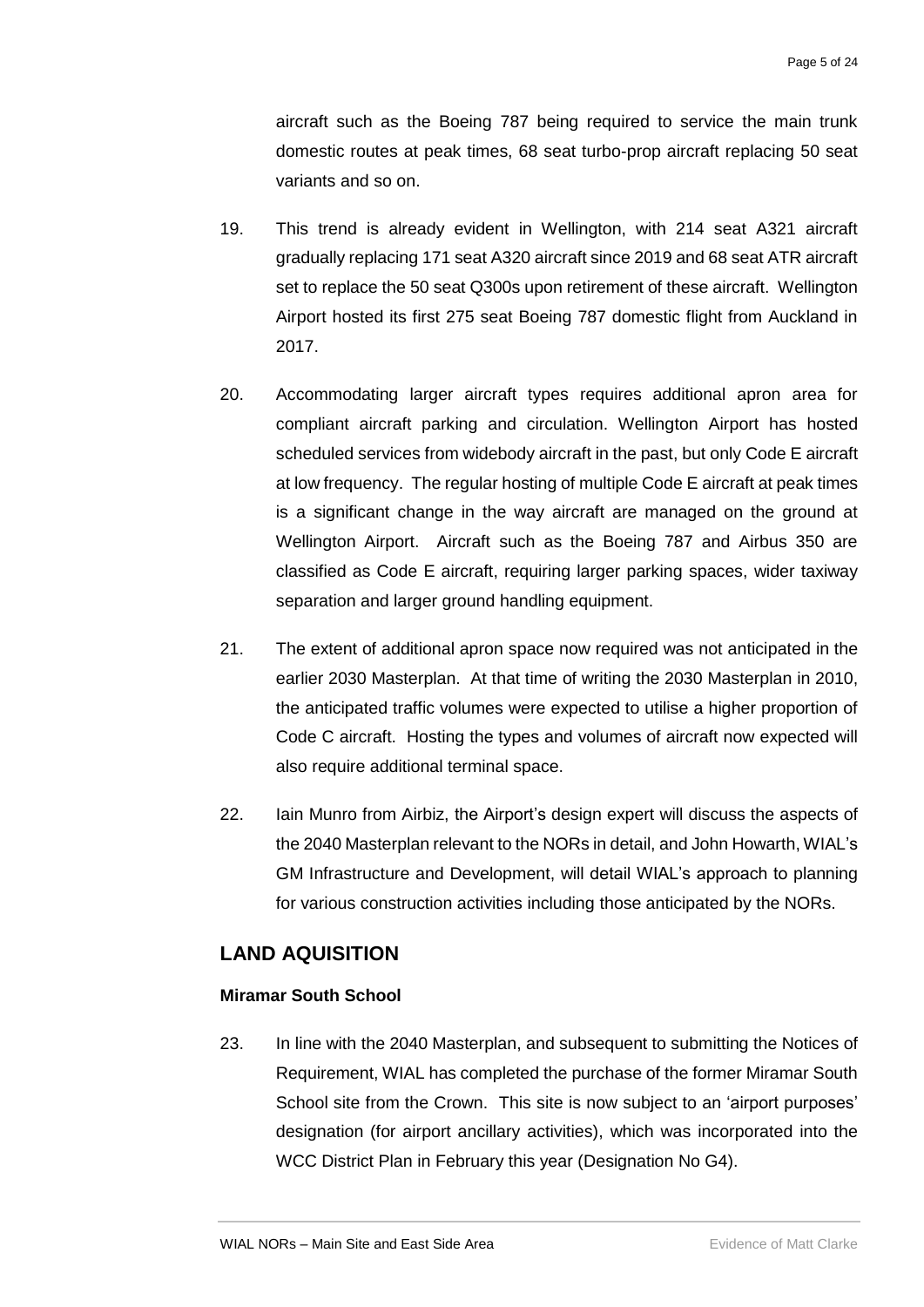aircraft such as the Boeing 787 being required to service the main trunk domestic routes at peak times, 68 seat turbo-prop aircraft replacing 50 seat variants and so on.

19. This trend is already evident in Wellington, with 214 seat A321 aircraft gradually replacing 171 seat A320 aircraft since 2019 and 68 seat ATR aircraft set to replace the 50 seat Q300s upon retirement of these aircraft. Wellington Airport hosted its first 275 seat Boeing 787 domestic flight from Auckland in 2017.

20. Accommodating larger aircraft types requires additional apron area for compliant aircraft parking and circulation. Wellington Airport has hosted scheduled services from widebody aircraft in the past, but only Code E aircraft at low frequency. The regular hosting of multiple Code E aircraft at peak times is a significant change in the way aircraft are managed on the ground at Wellington Airport. Aircraft such as the Boeing 787 and Airbus 350 are classified as Code E aircraft, requiring larger parking spaces, wider taxiway separation and larger ground handling equipment.

21. The extent of additional apron space now required was not anticipated in the earlier 2030 Masterplan. At that time of writing the 2030 Masterplan in 2010, the anticipated traffic volumes were expected to utilise a higher proportion of Code C aircraft. Hosting the types and volumes of aircraft now expected will also require additional terminal space.

22. Iain Munro from Airbiz, the Airport's design expert will discuss the aspects of the 2040 Masterplan relevant to the NORs in detail, and John Howarth, WIAL's GM Infrastructure and Development, will detail WIAL's approach to planning for various construction activities including those anticipated by the NORs.

## LAND AQUISITION

**Miramar South School**

23. In line with the 2040 Masterplan, and subsequent to submitting the Notices of Requirement, WIAL has completed the purchase of the former Miramar South School site from the Crown. This site is now subject to an 'airport purposes' designation (for airport ancillary activities), which was incorporated into the WCC District Plan in February this year (Designation No G4).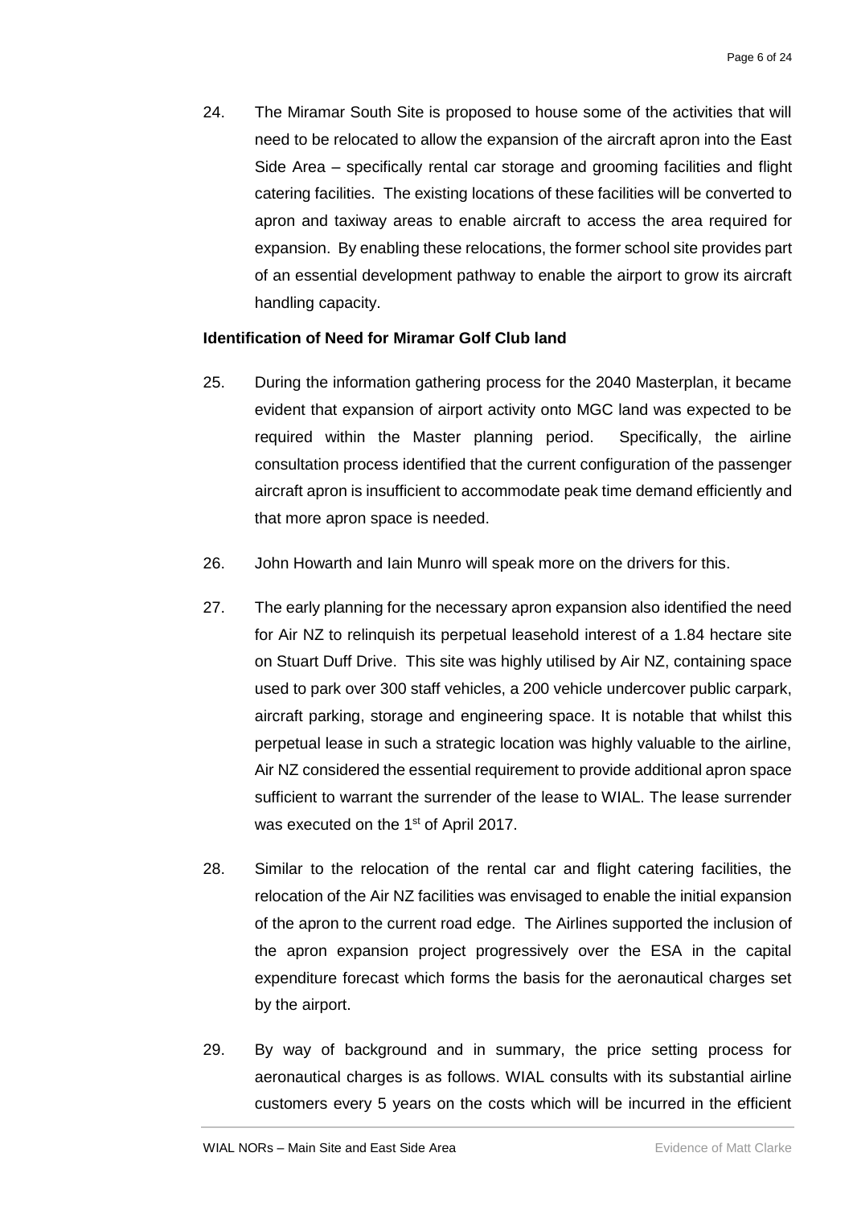24. The Miramar South Site is proposed to house some of the activities that will need to be relocated to allow the expansion of the aircraft apron into the East Side Area – specifically rental car storage and grooming facilities and flight catering facilities. The existing locations of these facilities will be converted to apron and taxiway areas to enable aircraft to access the area required for expansion. By enabling these relocations, the former school site provides part of an essential development pathway to enable the airport to grow its aircraft handling capacity.

**Identification of Need for Miramar Golf Club land**

25. During the information gathering process for the 2040 Masterplan, it became evident that expansion of airport activity onto MGC land was expected to be required within the Master planning period. Specifically, the airline consultation process identified that the current configuration of the passenger aircraft apron is insufficient to accommodate peak time demand efficiently and that more apron space is needed.

26. John Howarth and Iain Munro will speak more on the drivers for this.

27. The early planning for the necessary apron expansion also identified the need for Air NZ to relinquish its perpetual leasehold interest of a 1.84 hectare site on Stuart Duff Drive. This site was highly utilised by Air NZ, containing space used to park over 300 staff vehicles, a 200 vehicle undercover public carpark, aircraft parking, storage and engineering space. It is notable that whilst this perpetual lease in such a strategic location was highly valuable to the airline, Air NZ considered the essential requirement to provide additional apron space sufficient to warrant the surrender of the lease to WIAL. The lease surrender was executed on the 1st of April 2017.

28. Similar to the relocation of the rental car and flight catering facilities, the relocation of the Air NZ facilities was envisaged to enable the initial expansion of the apron to the current road edge. The Airlines supported the inclusion of the apron expansion project progressively over the ESA in the capital expenditure forecast which forms the basis for the aeronautical charges set by the airport.

29. By way of background and in summary, the price setting process for aeronautical charges is as follows. WIAL consults with its substantial airline customers every 5 years on the costs which will be incurred in the efficient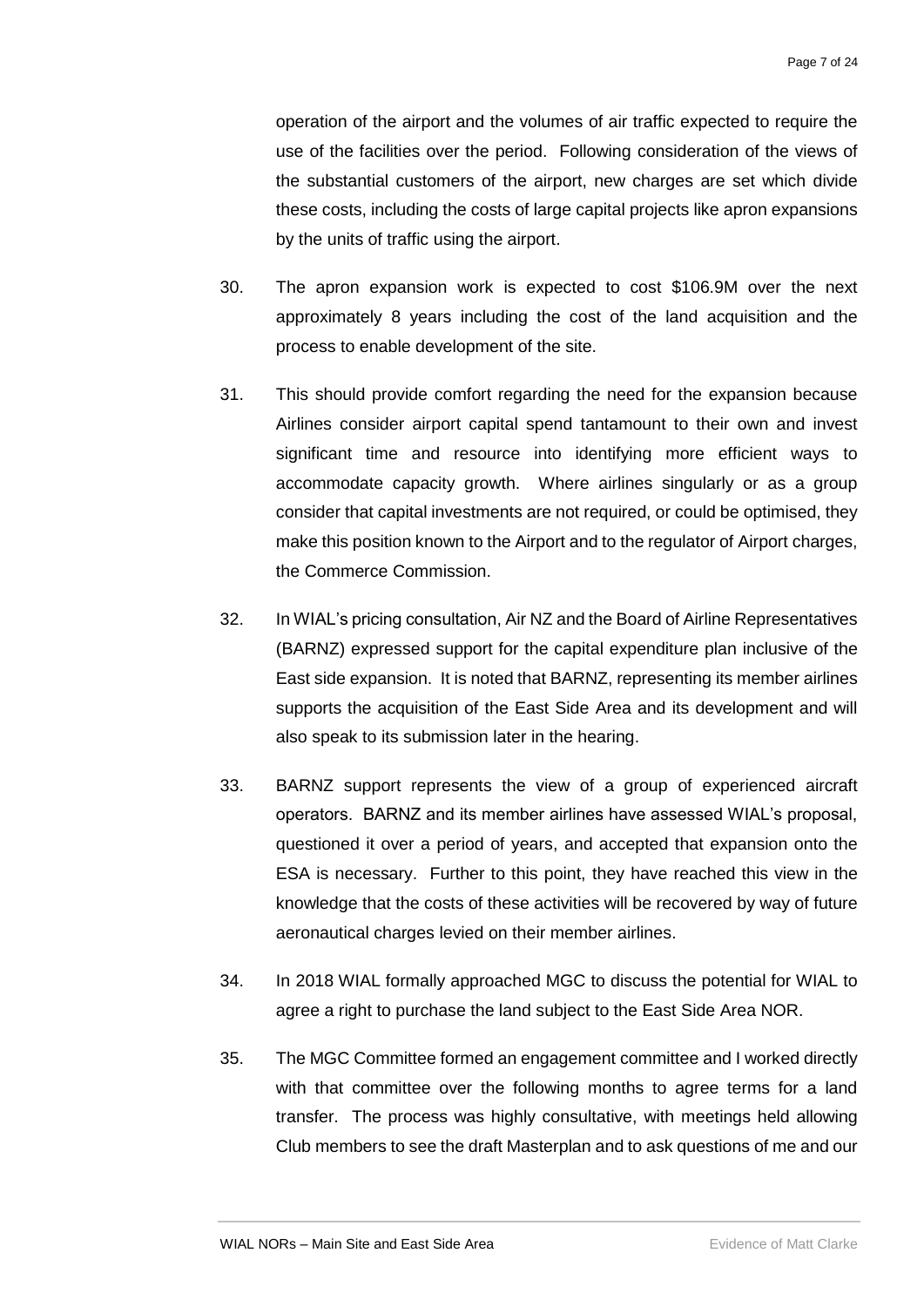operation of the airport and the volumes of air traffic expected to require the use of the facilities over the period. Following consideration of the views of the substantial customers of the airport, new charges are set which divide these costs, including the costs of large capital projects like apron expansions by the units of traffic using the airport.

30. The apron expansion work is expected to cost $106.9M over the next approximately 8 years including the cost of the land acquisition and the process to enable development of the site.

31. This should provide comfort regarding the need for the expansion because Airlines consider airport capital spend tantamount to their own and invest significant time and resource into identifying more efficient ways to accommodate capacity growth. Where airlines singularly or as a group consider that capital investments are not required, or could be optimised, they make this position known to the Airport and to the regulator of Airport charges, the Commerce Commission.

32. In WIAL's pricing consultation, Air NZ and the Board of Airline Representatives (BARNZ) expressed support for the capital expenditure plan inclusive of the East side expansion. It is noted that BARNZ, representing its member airlines supports the acquisition of the East Side Area and its development and will also speak to its submission later in the hearing.

33. BARNZ support represents the view of a group of experienced aircraft operators. BARNZ and its member airlines have assessed WIAL's proposal, questioned it over a period of years, and accepted that expansion onto the ESA is necessary. Further to this point, they have reached this view in the knowledge that the costs of these activities will be recovered by way of future aeronautical charges levied on their member airlines.

34. In 2018 WIAL formally approached MGC to discuss the potential for WIAL to agree a right to purchase the land subject to the East Side Area NOR.

35. The MGC Committee formed an engagement committee and I worked directly with that committee over the following months to agree terms for a land transfer. The process was highly consultative, with meetings held allowing Club members to see the draft Masterplan and to ask questions of me and our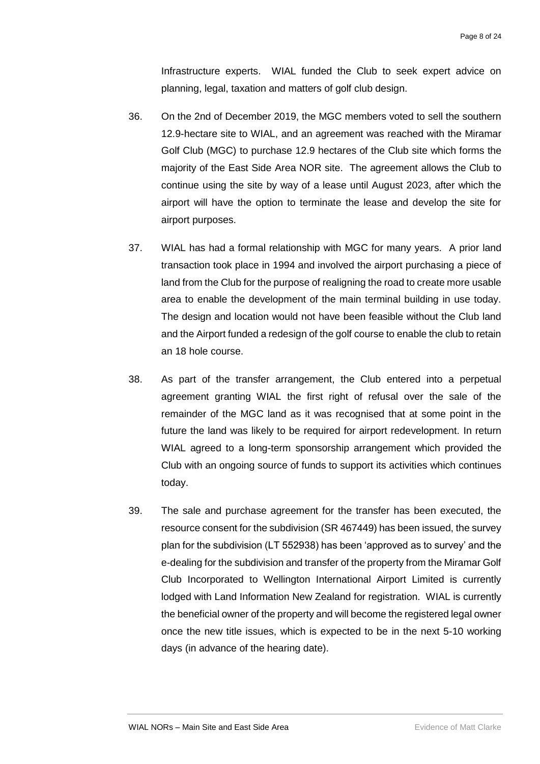Infrastructure experts. WIAL funded the Club to seek expert advice on planning, legal, taxation and matters of golf club design.

36. On the 2nd of December 2019, the MGC members voted to sell the southern 12.9-hectare site to WIAL, and an agreement was reached with the Miramar Golf Club (MGC) to purchase 12.9 hectares of the Club site which forms the majority of the East Side Area NOR site. The agreement allows the Club to continue using the site by way of a lease until August 2023, after which the airport will have the option to terminate the lease and develop the site for airport purposes.

37. WIAL has had a formal relationship with MGC for many years. A prior land transaction took place in 1994 and involved the airport purchasing a piece of land from the Club for the purpose of realigning the road to create more usable area to enable the development of the main terminal building in use today. The design and location would not have been feasible without the Club land and the Airport funded a redesign of the golf course to enable the club to retain an 18 hole course.

38. As part of the transfer arrangement, the Club entered into a perpetual agreement granting WIAL the first right of refusal over the sale of the remainder of the MGC land as it was recognised that at some point in the future the land was likely to be required for airport redevelopment. In return WIAL agreed to a long-term sponsorship arrangement which provided the Club with an ongoing source of funds to support its activities which continues today.

39. The sale and purchase agreement for the transfer has been executed, the resource consent for the subdivision (SR 467449) has been issued, the survey plan for the subdivision (LT 552938) has been 'approved as to survey' and the e-dealing for the subdivision and transfer of the property from the Miramar Golf Club Incorporated to Wellington International Airport Limited is currently lodged with Land Information New Zealand for registration. WIAL is currently the beneficial owner of the property and will become the registered legal owner once the new title issues, which is expected to be in the next 5-10 working days (in advance of the hearing date).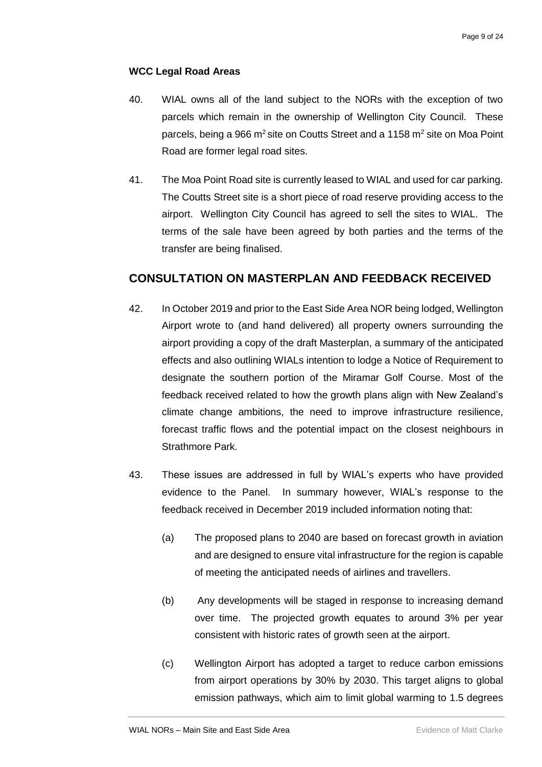### WCC Legal Road Areas

40. WIAL owns all of the land subject to the NORs with the exception of two parcels which remain in the ownership of Wellington City Council. These parcels, being a 966 $m^2$ site on Coutts Street and a 1158 $m^2$ site on Moa Point Road are former legal road sites.

41. The Moa Point Road site is currently leased to WIAL and used for car parking. The Coutts Street site is a short piece of road reserve providing access to the airport. Wellington City Council has agreed to sell the sites to WIAL. The terms of the sale have been agreed by both parties and the terms of the transfer are being finalised.

## CONSULTATION ON MASTERPLAN AND FEEDBACK RECEIVED

42. In October 2019 and prior to the East Side Area NOR being lodged, Wellington Airport wrote to (and hand delivered) all property owners surrounding the airport providing a copy of the draft Masterplan, a summary of the anticipated effects and also outlining WIALs intention to lodge a Notice of Requirement to designate the southern portion of the Miramar Golf Course. Most of the feedback received related to how the growth plans align with New Zealand's climate change ambitions, the need to improve infrastructure resilience, forecast traffic flows and the potential impact on the closest neighbours in Strathmore Park.

43. These issues are addressed in full by WIAL's experts who have provided evidence to the Panel. In summary however, WIAL's response to the feedback received in December 2019 included information noting that:

    (a) The proposed plans to 2040 are based on forecast growth in aviation and are designed to ensure vital infrastructure for the region is capable of meeting the anticipated needs of airlines and travellers.

    (b) Any developments will be staged in response to increasing demand over time. The projected growth equates to around 3% per year consistent with historic rates of growth seen at the airport.

    (c) Wellington Airport has adopted a target to reduce carbon emissions from airport operations by 30% by 2030. This target aligns to global emission pathways, which aim to limit global warming to 1.5 degrees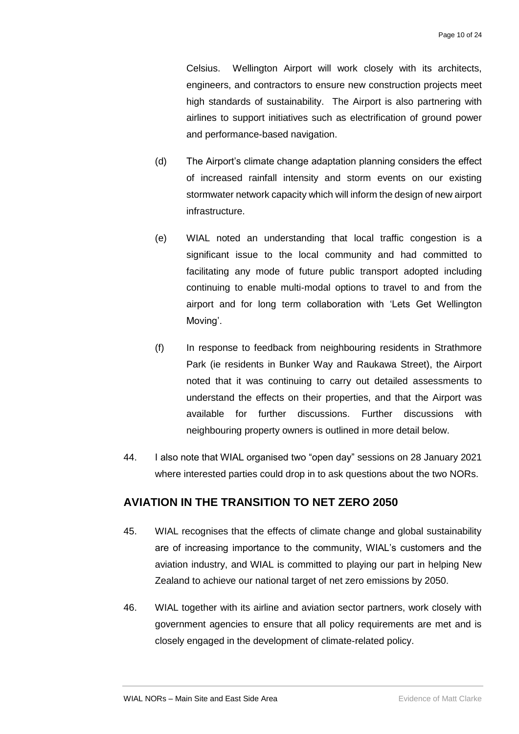Celsius. Wellington Airport will work closely with its architects, engineers, and contractors to ensure new construction projects meet high standards of sustainability. The Airport is also partnering with airlines to support initiatives such as electrification of ground power and performance-based navigation.

(d) The Airport's climate change adaptation planning considers the effect of increased rainfall intensity and storm events on our existing stormwater network capacity which will inform the design of new airport infrastructure.

(e) WIAL noted an understanding that local traffic congestion is a significant issue to the local community and had committed to facilitating any mode of future public transport adopted including continuing to enable multi-modal options to travel to and from the airport and for long term collaboration with 'Lets Get Wellington Moving'.

(f) In response to feedback from neighbouring residents in Strathmore Park (ie residents in Bunker Way and Raukawa Street), the Airport noted that it was continuing to carry out detailed assessments to understand the effects on their properties, and that the Airport was available for further discussions. Further discussions with neighbouring property owners is outlined in more detail below.

44. I also note that WIAL organised two "open day" sessions on 28 January 2021 where interested parties could drop in to ask questions about the two NORs.

## AVIATION IN THE TRANSITION TO NET ZERO 2050

45. WIAL recognises that the effects of climate change and global sustainability are of increasing importance to the community, WIAL's customers and the aviation industry, and WIAL is committed to playing our part in helping New Zealand to achieve our national target of net zero emissions by 2050.

46. WIAL together with its airline and aviation sector partners, work closely with government agencies to ensure that all policy requirements are met and is closely engaged in the development of climate-related policy.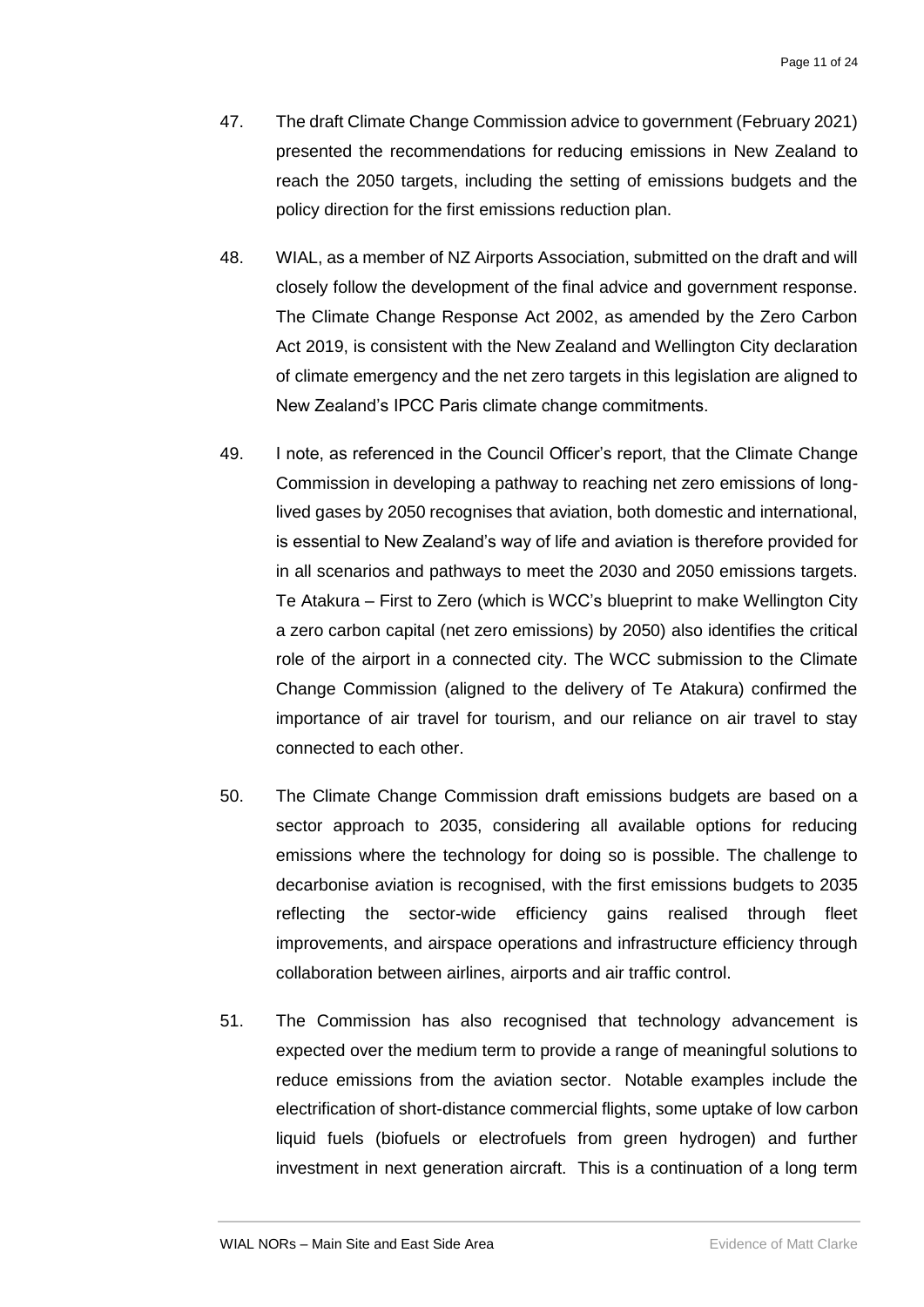47. The draft Climate Change Commission advice to government (February 2021) presented the recommendations for reducing emissions in New Zealand to reach the 2050 targets, including the setting of emissions budgets and the policy direction for the first emissions reduction plan.

48. WIAL, as a member of NZ Airports Association, submitted on the draft and will closely follow the development of the final advice and government response. The Climate Change Response Act 2002, as amended by the Zero Carbon Act 2019, is consistent with the New Zealand and Wellington City declaration of climate emergency and the net zero targets in this legislation are aligned to New Zealand's IPCC Paris climate change commitments.

49. I note, as referenced in the Council Officer's report, that the Climate Change Commission in developing a pathway to reaching net zero emissions of long-lived gases by 2050 recognises that aviation, both domestic and international, is essential to New Zealand's way of life and aviation is therefore provided for in all scenarios and pathways to meet the 2030 and 2050 emissions targets. Te Atakura – First to Zero (which is WCC's blueprint to make Wellington City a zero carbon capital (net zero emissions) by 2050) also identifies the critical role of the airport in a connected city. The WCC submission to the Climate Change Commission (aligned to the delivery of Te Atakura) confirmed the importance of air travel for tourism, and our reliance on air travel to stay connected to each other.

50. The Climate Change Commission draft emissions budgets are based on a sector approach to 2035, considering all available options for reducing emissions where the technology for doing so is possible. The challenge to decarbonise aviation is recognised, with the first emissions budgets to 2035 reflecting the sector-wide efficiency gains realised through fleet improvements, and airspace operations and infrastructure efficiency through collaboration between airlines, airports and air traffic control.

51. The Commission has also recognised that technology advancement is expected over the medium term to provide a range of meaningful solutions to reduce emissions from the aviation sector. Notable examples include the electrification of short-distance commercial flights, some uptake of low carbon liquid fuels (biofuels or electrofuels from green hydrogen) and further investment in next generation aircraft. This is a continuation of a long term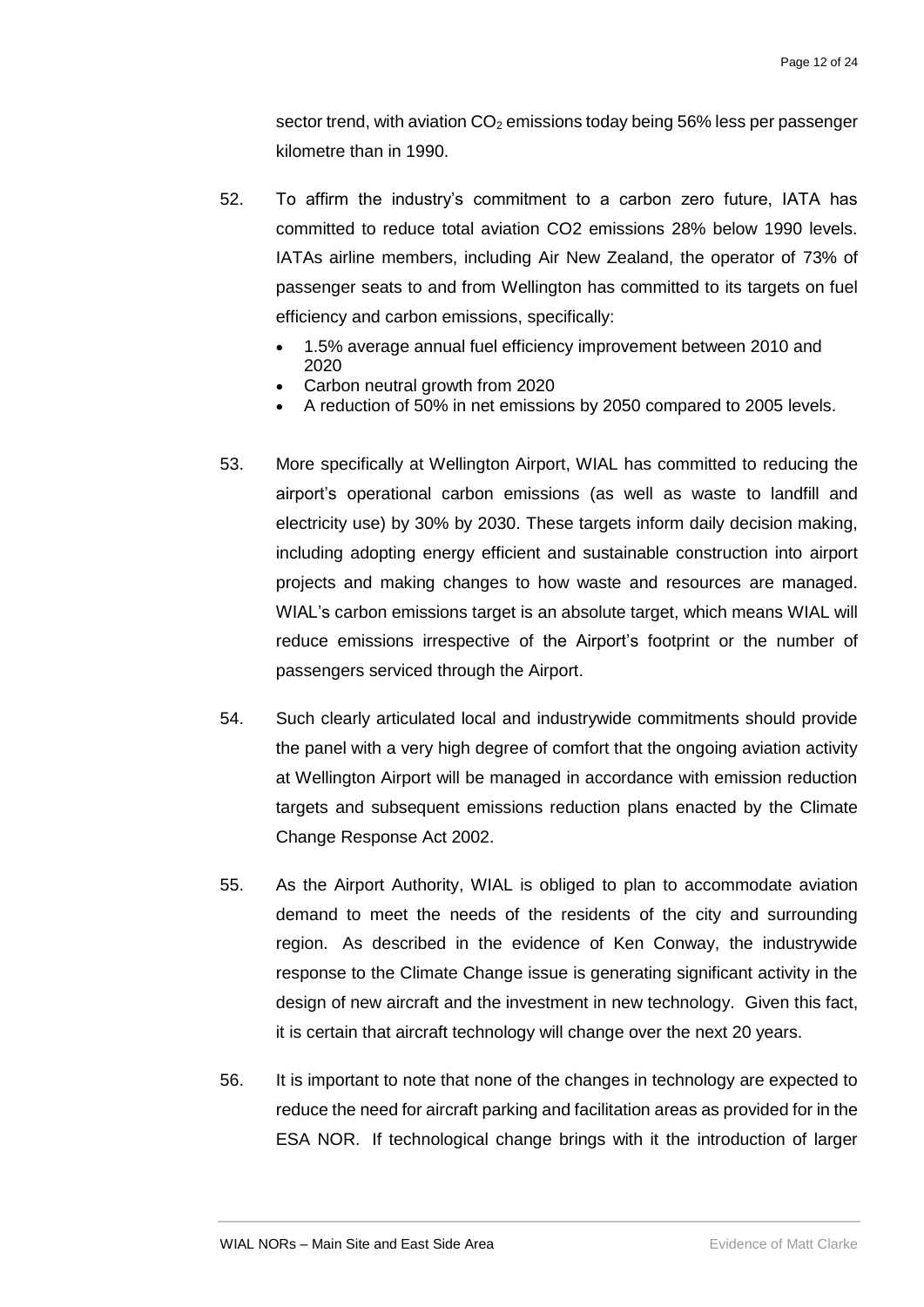sector trend, with aviation $CO_2$ emissions today being 56% less per passenger kilometre than in 1990.

52. To affirm the industry's commitment to a carbon zero future, IATA has committed to reduce total aviation CO2 emissions 28% below 1990 levels. IATAs airline members, including Air New Zealand, the operator of 73% of passenger seats to and from Wellington has committed to its targets on fuel efficiency and carbon emissions, specifically:

    - 1.5% average annual fuel efficiency improvement between 2010 and 2020
    - Carbon neutral growth from 2020
    - A reduction of 50% in net emissions by 2050 compared to 2005 levels.

53. More specifically at Wellington Airport, WIAL has committed to reducing the airport's operational carbon emissions (as well as waste to landfill and electricity use) by 30% by 2030. These targets inform daily decision making, including adopting energy efficient and sustainable construction into airport projects and making changes to how waste and resources are managed. WIAL's carbon emissions target is an absolute target, which means WIAL will reduce emissions irrespective of the Airport's footprint or the number of passengers serviced through the Airport.

54. Such clearly articulated local and industrywide commitments should provide the panel with a very high degree of comfort that the ongoing aviation activity at Wellington Airport will be managed in accordance with emission reduction targets and subsequent emissions reduction plans enacted by the Climate Change Response Act 2002.

55. As the Airport Authority, WIAL is obliged to plan to accommodate aviation demand to meet the needs of the residents of the city and surrounding region. As described in the evidence of Ken Conway, the industrywide response to the Climate Change issue is generating significant activity in the design of new aircraft and the investment in new technology. Given this fact, it is certain that aircraft technology will change over the next 20 years.

56. It is important to note that none of the changes in technology are expected to reduce the need for aircraft parking and facilitation areas as provided for in the ESA NOR. If technological change brings with it the introduction of larger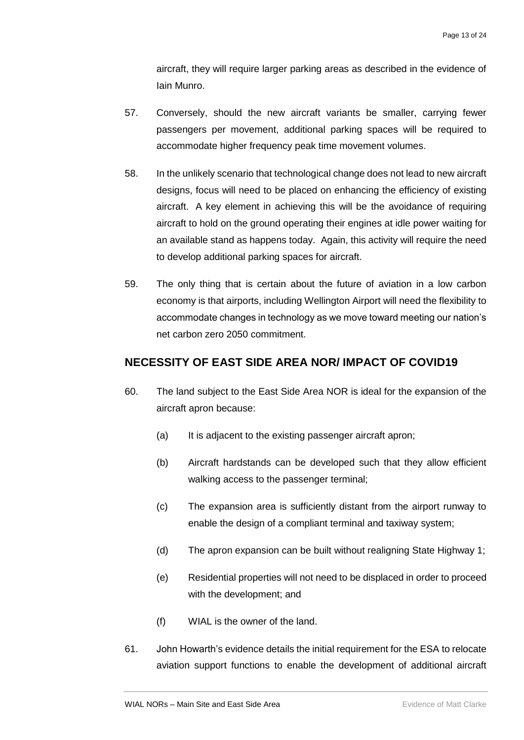aircraft, they will require larger parking areas as described in the evidence of Iain Munro.

57. Conversely, should the new aircraft variants be smaller, carrying fewer passengers per movement, additional parking spaces will be required to accommodate higher frequency peak time movement volumes.

58. In the unlikely scenario that technological change does not lead to new aircraft designs, focus will need to be placed on enhancing the efficiency of existing aircraft. A key element in achieving this will be the avoidance of requiring aircraft to hold on the ground operating their engines at idle power waiting for an available stand as happens today. Again, this activity will require the need to develop additional parking spaces for aircraft.

59. The only thing that is certain about the future of aviation in a low carbon economy is that airports, including Wellington Airport will need the flexibility to accommodate changes in technology as we move toward meeting our nation's net carbon zero 2050 commitment.

## NECESSITY OF EAST SIDE AREA NOR/ IMPACT OF COVID19

60. The land subject to the East Side Area NOR is ideal for the expansion of the aircraft apron because:

    (a) It is adjacent to the existing passenger aircraft apron;

    (b) Aircraft hardstands can be developed such that they allow efficient walking access to the passenger terminal;

    (c) The expansion area is sufficiently distant from the airport runway to enable the design of a compliant terminal and taxiway system;

    (d) The apron expansion can be built without realigning State Highway 1;

    (e) Residential properties will not need to be displaced in order to proceed with the development; and

    (f) WIAL is the owner of the land.

61. John Howarth's evidence details the initial requirement for the ESA to relocate aviation support functions to enable the development of additional aircraft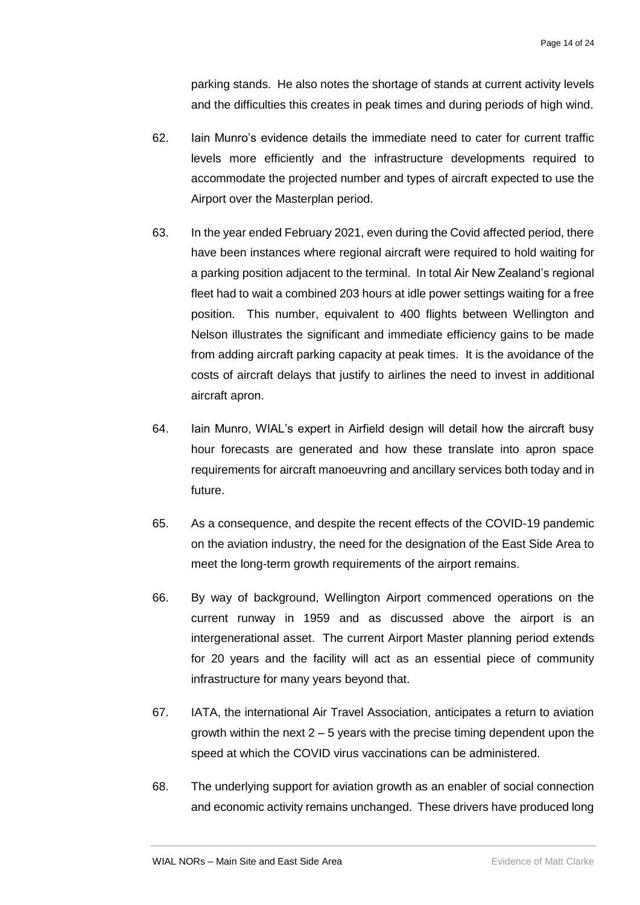parking stands. He also notes the shortage of stands at current activity levels and the difficulties this creates in peak times and during periods of high wind.

62. Iain Munro's evidence details the immediate need to cater for current traffic levels more efficiently and the infrastructure developments required to accommodate the projected number and types of aircraft expected to use the Airport over the Masterplan period.

63. In the year ended February 2021, even during the Covid affected period, there have been instances where regional aircraft were required to hold waiting for a parking position adjacent to the terminal. In total Air New Zealand's regional fleet had to wait a combined 203 hours at idle power settings waiting for a free position. This number, equivalent to 400 flights between Wellington and Nelson illustrates the significant and immediate efficiency gains to be made from adding aircraft parking capacity at peak times. It is the avoidance of the costs of aircraft delays that justify to airlines the need to invest in additional aircraft apron.

64. Iain Munro, WIAL's expert in Airfield design will detail how the aircraft busy hour forecasts are generated and how these translate into apron space requirements for aircraft manoeuvring and ancillary services both today and in future.

65. As a consequence, and despite the recent effects of the COVID-19 pandemic on the aviation industry, the need for the designation of the East Side Area to meet the long-term growth requirements of the airport remains.

66. By way of background, Wellington Airport commenced operations on the current runway in 1959 and as discussed above the airport is an intergenerational asset. The current Airport Master planning period extends for 20 years and the facility will act as an essential piece of community infrastructure for many years beyond that.

67. IATA, the international Air Travel Association, anticipates a return to aviation growth within the next 2 – 5 years with the precise timing dependent upon the speed at which the COVID virus vaccinations can be administered.

68. The underlying support for aviation growth as an enabler of social connection and economic activity remains unchanged. These drivers have produced long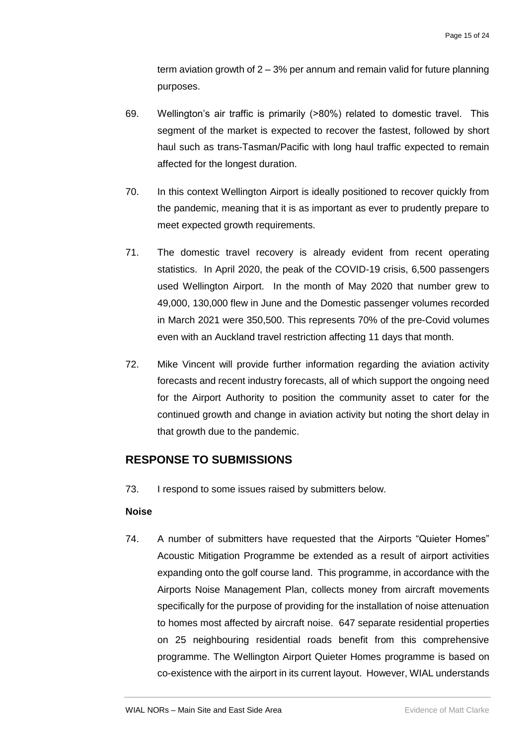term aviation growth of 2 – 3% per annum and remain valid for future planning purposes.

69. Wellington's air traffic is primarily (>80%) related to domestic travel. This segment of the market is expected to recover the fastest, followed by short haul such as trans-Tasman/Pacific with long haul traffic expected to remain affected for the longest duration.

70. In this context Wellington Airport is ideally positioned to recover quickly from the pandemic, meaning that it is as important as ever to prudently prepare to meet expected growth requirements.

71. The domestic travel recovery is already evident from recent operating statistics. In April 2020, the peak of the COVID-19 crisis, 6,500 passengers used Wellington Airport. In the month of May 2020 that number grew to 49,000, 130,000 flew in June and the Domestic passenger volumes recorded in March 2021 were 350,500. This represents 70% of the pre-Covid volumes even with an Auckland travel restriction affecting 11 days that month.

72. Mike Vincent will provide further information regarding the aviation activity forecasts and recent industry forecasts, all of which support the ongoing need for the Airport Authority to position the community asset to cater for the continued growth and change in aviation activity but noting the short delay in that growth due to the pandemic.

## RESPONSE TO SUBMISSIONS

73. I respond to some issues raised by submitters below.

**Noise**

74. A number of submitters have requested that the Airports "Quieter Homes" Acoustic Mitigation Programme be extended as a result of airport activities expanding onto the golf course land. This programme, in accordance with the Airports Noise Management Plan, collects money from aircraft movements specifically for the purpose of providing for the installation of noise attenuation to homes most affected by aircraft noise. 647 separate residential properties on 25 neighbouring residential roads benefit from this comprehensive programme. The Wellington Airport Quieter Homes programme is based on co-existence with the airport in its current layout. However, WIAL understands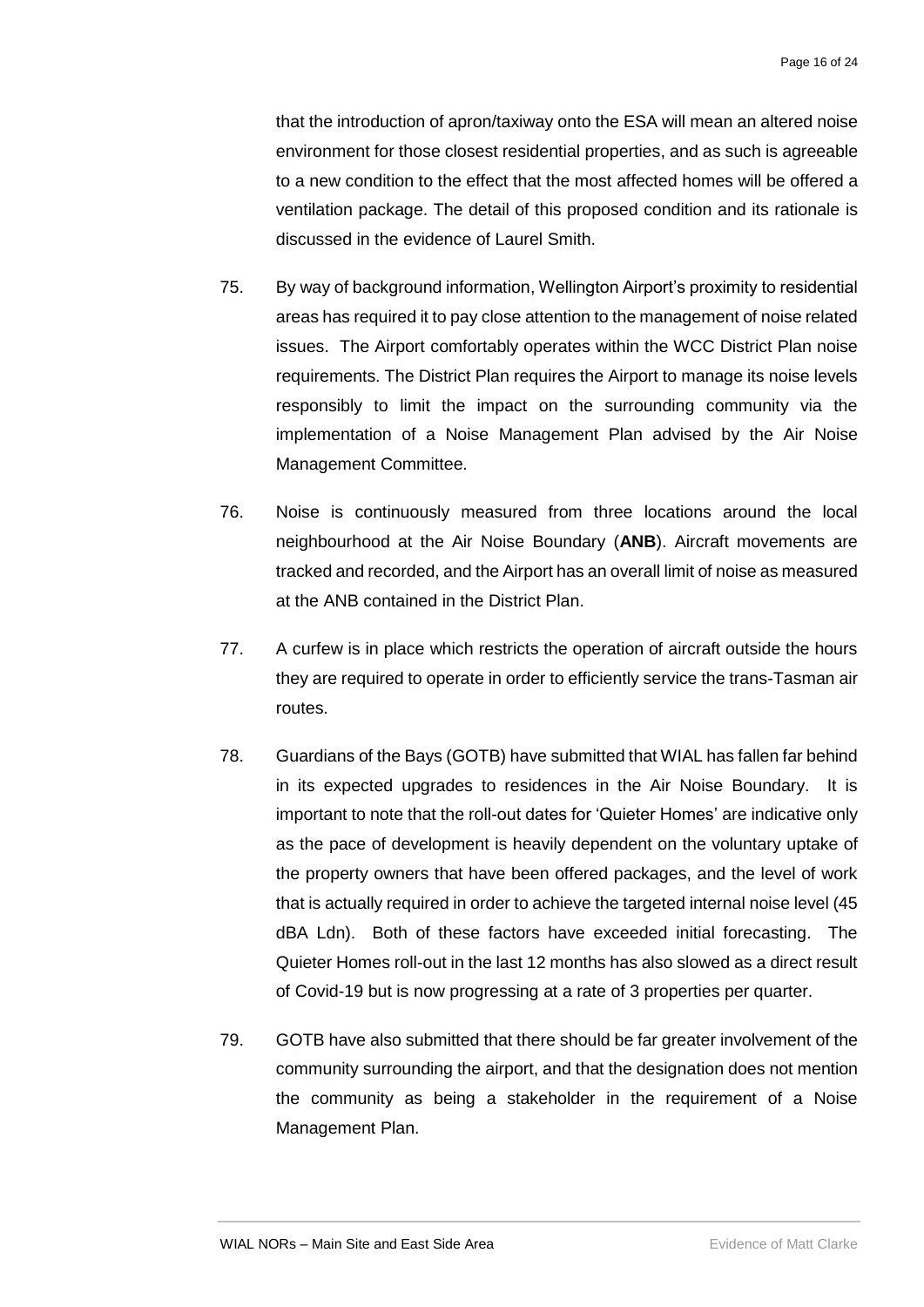that the introduction of apron/taxiway onto the ESA will mean an altered noise environment for those closest residential properties, and as such is agreeable to a new condition to the effect that the most affected homes will be offered a ventilation package. The detail of this proposed condition and its rationale is discussed in the evidence of Laurel Smith.

75. By way of background information, Wellington Airport's proximity to residential areas has required it to pay close attention to the management of noise related issues. The Airport comfortably operates within the WCC District Plan noise requirements. The District Plan requires the Airport to manage its noise levels responsibly to limit the impact on the surrounding community via the implementation of a Noise Management Plan advised by the Air Noise Management Committee.

76. Noise is continuously measured from three locations around the local neighbourhood at the Air Noise Boundary (**ANB**). Aircraft movements are tracked and recorded, and the Airport has an overall limit of noise as measured at the ANB contained in the District Plan.

77. A curfew is in place which restricts the operation of aircraft outside the hours they are required to operate in order to efficiently service the trans-Tasman air routes.

78. Guardians of the Bays (GOTB) have submitted that WIAL has fallen far behind in its expected upgrades to residences in the Air Noise Boundary. It is important to note that the roll-out dates for 'Quieter Homes' are indicative only as the pace of development is heavily dependent on the voluntary uptake of the property owners that have been offered packages, and the level of work that is actually required in order to achieve the targeted internal noise level (45 dBA Ldn). Both of these factors have exceeded initial forecasting. The Quieter Homes roll-out in the last 12 months has also slowed as a direct result of Covid-19 but is now progressing at a rate of 3 properties per quarter.

79. GOTB have also submitted that there should be far greater involvement of the community surrounding the airport, and that the designation does not mention the community as being a stakeholder in the requirement of a Noise Management Plan.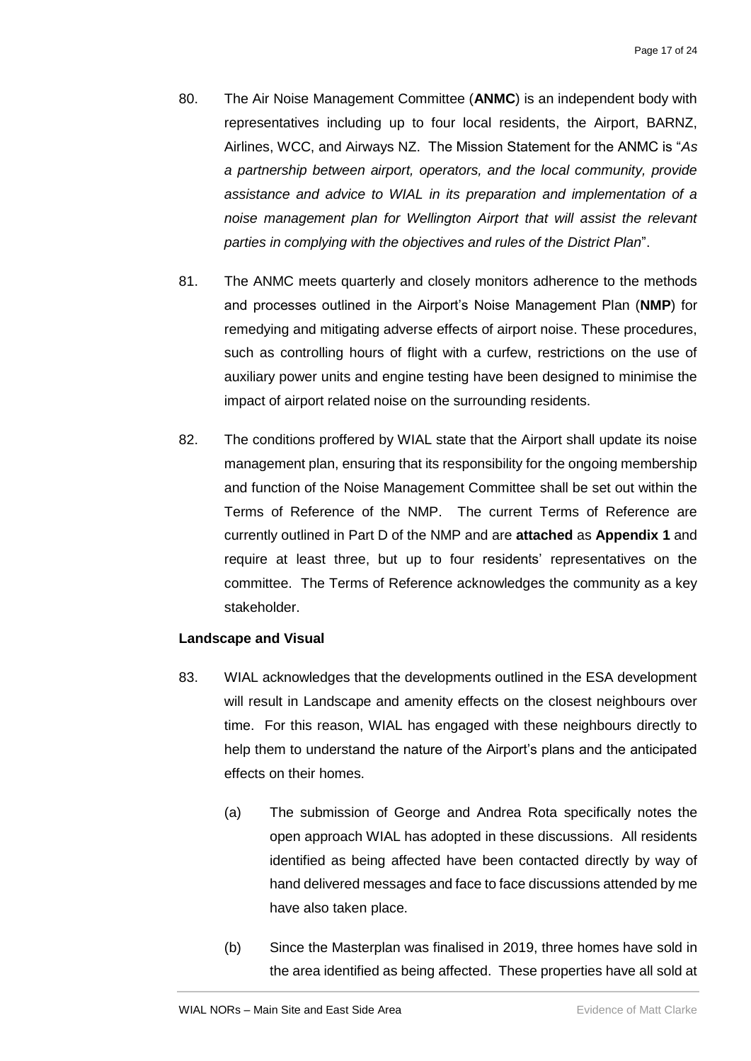80. The Air Noise Management Committee (**ANMC**) is an independent body with representatives including up to four local residents, the Airport, BARNZ, Airlines, WCC, and Airways NZ. The Mission Statement for the ANMC is "*As a partnership between airport, operators, and the local community, provide assistance and advice to WIAL in its preparation and implementation of a noise management plan for Wellington Airport that will assist the relevant parties in complying with the objectives and rules of the District Plan*".

81. The ANMC meets quarterly and closely monitors adherence to the methods and processes outlined in the Airport's Noise Management Plan (**NMP**) for remedying and mitigating adverse effects of airport noise. These procedures, such as controlling hours of flight with a curfew, restrictions on the use of auxiliary power units and engine testing have been designed to minimise the impact of airport related noise on the surrounding residents.

82. The conditions proffered by WIAL state that the Airport shall update its noise management plan, ensuring that its responsibility for the ongoing membership and function of the Noise Management Committee shall be set out within the Terms of Reference of the NMP. The current Terms of Reference are currently outlined in Part D of the NMP and are **attached** as **Appendix 1** and require at least three, but up to four residents' representatives on the committee. The Terms of Reference acknowledges the community as a key stakeholder.

**Landscape and Visual**

83. WIAL acknowledges that the developments outlined in the ESA development will result in Landscape and amenity effects on the closest neighbours over time. For this reason, WIAL has engaged with these neighbours directly to help them to understand the nature of the Airport's plans and the anticipated effects on their homes.

    (a) The submission of George and Andrea Rota specifically notes the open approach WIAL has adopted in these discussions. All residents identified as being affected have been contacted directly by way of hand delivered messages and face to face discussions attended by me have also taken place.

    (b) Since the Masterplan was finalised in 2019, three homes have sold in the area identified as being affected. These properties have all sold at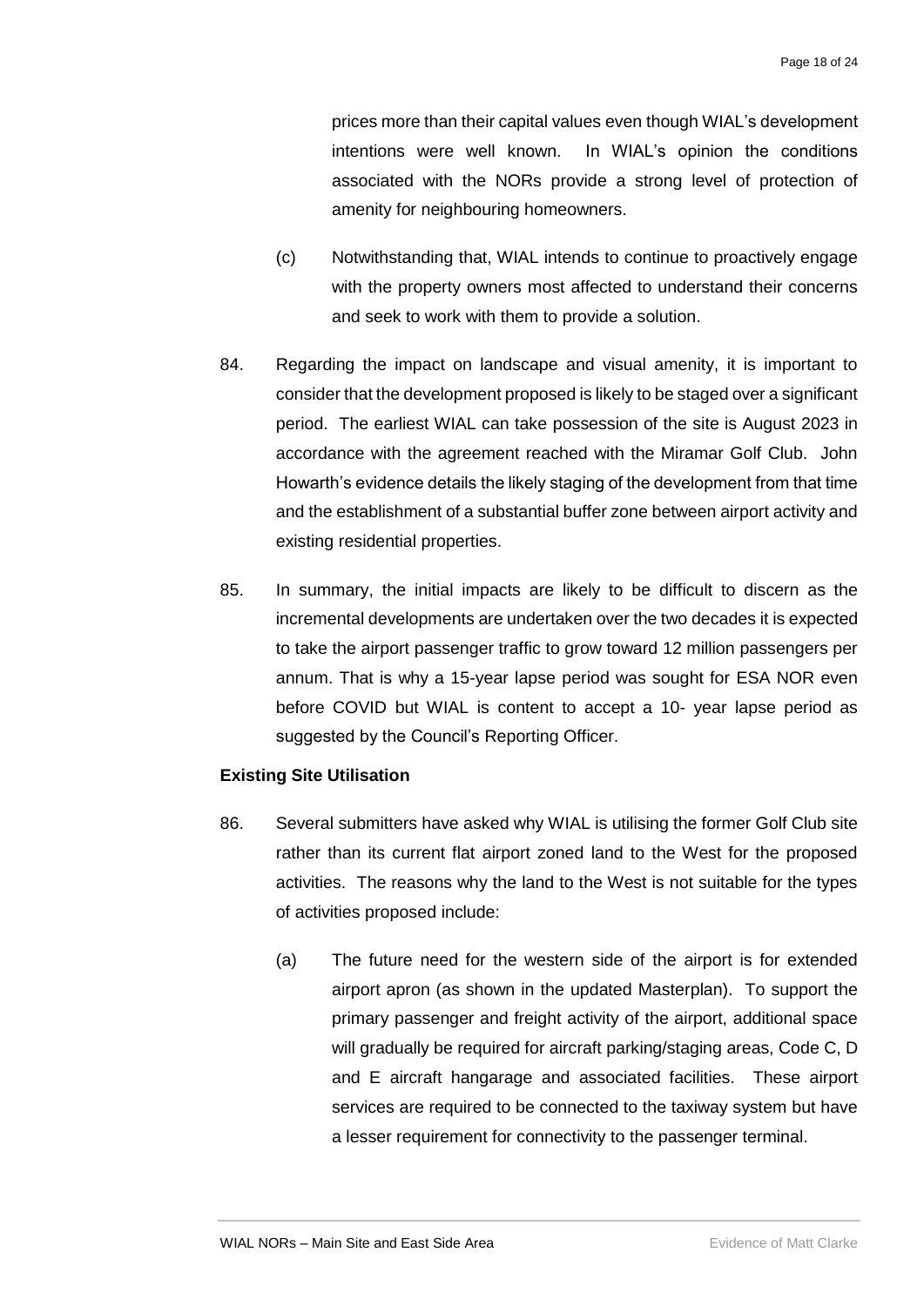prices more than their capital values even though WIAL's development intentions were well known. In WIAL's opinion the conditions associated with the NORs provide a strong level of protection of amenity for neighbouring homeowners.

(c) Notwithstanding that, WIAL intends to continue to proactively engage with the property owners most affected to understand their concerns and seek to work with them to provide a solution.

84. Regarding the impact on landscape and visual amenity, it is important to consider that the development proposed is likely to be staged over a significant period. The earliest WIAL can take possession of the site is August 2023 in accordance with the agreement reached with the Miramar Golf Club. John Howarth's evidence details the likely staging of the development from that time and the establishment of a substantial buffer zone between airport activity and existing residential properties.

85. In summary, the initial impacts are likely to be difficult to discern as the incremental developments are undertaken over the two decades it is expected to take the airport passenger traffic to grow toward 12 million passengers per annum. That is why a 15-year lapse period was sought for ESA NOR even before COVID but WIAL is content to accept a 10- year lapse period as suggested by the Council's Reporting Officer.

**Existing Site Utilisation**

86. Several submitters have asked why WIAL is utilising the former Golf Club site rather than its current flat airport zoned land to the West for the proposed activities. The reasons why the land to the West is not suitable for the types of activities proposed include:

(a) The future need for the western side of the airport is for extended airport apron (as shown in the updated Masterplan). To support the primary passenger and freight activity of the airport, additional space will gradually be required for aircraft parking/staging areas, Code C, D and E aircraft hangarage and associated facilities. These airport services are required to be connected to the taxiway system but have a lesser requirement for connectivity to the passenger terminal.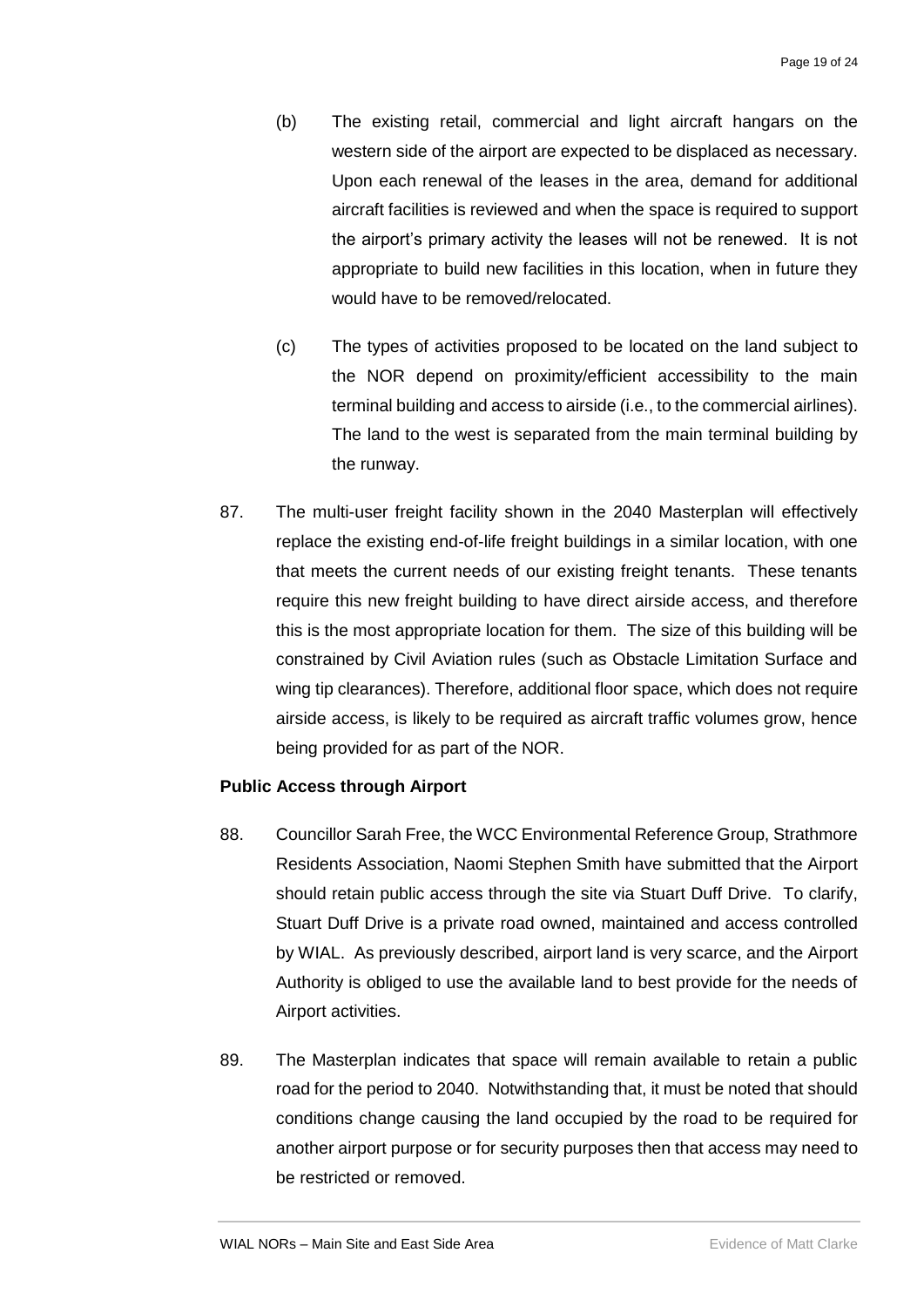(b) The existing retail, commercial and light aircraft hangars on the western side of the airport are expected to be displaced as necessary. Upon each renewal of the leases in the area, demand for additional aircraft facilities is reviewed and when the space is required to support the airport's primary activity the leases will not be renewed. It is not appropriate to build new facilities in this location, when in future they would have to be removed/relocated.

(c) The types of activities proposed to be located on the land subject to the NOR depend on proximity/efficient accessibility to the main terminal building and access to airside (i.e., to the commercial airlines). The land to the west is separated from the main terminal building by the runway.

87. The multi-user freight facility shown in the 2040 Masterplan will effectively replace the existing end-of-life freight buildings in a similar location, with one that meets the current needs of our existing freight tenants. These tenants require this new freight building to have direct airside access, and therefore this is the most appropriate location for them. The size of this building will be constrained by Civil Aviation rules (such as Obstacle Limitation Surface and wing tip clearances). Therefore, additional floor space, which does not require airside access, is likely to be required as aircraft traffic volumes grow, hence being provided for as part of the NOR.

**Public Access through Airport**

88. Councillor Sarah Free, the WCC Environmental Reference Group, Strathmore Residents Association, Naomi Stephen Smith have submitted that the Airport should retain public access through the site via Stuart Duff Drive. To clarify, Stuart Duff Drive is a private road owned, maintained and access controlled by WIAL. As previously described, airport land is very scarce, and the Airport Authority is obliged to use the available land to best provide for the needs of Airport activities.

89. The Masterplan indicates that space will remain available to retain a public road for the period to 2040. Notwithstanding that, it must be noted that should conditions change causing the land occupied by the road to be required for another airport purpose or for security purposes then that access may need to be restricted or removed.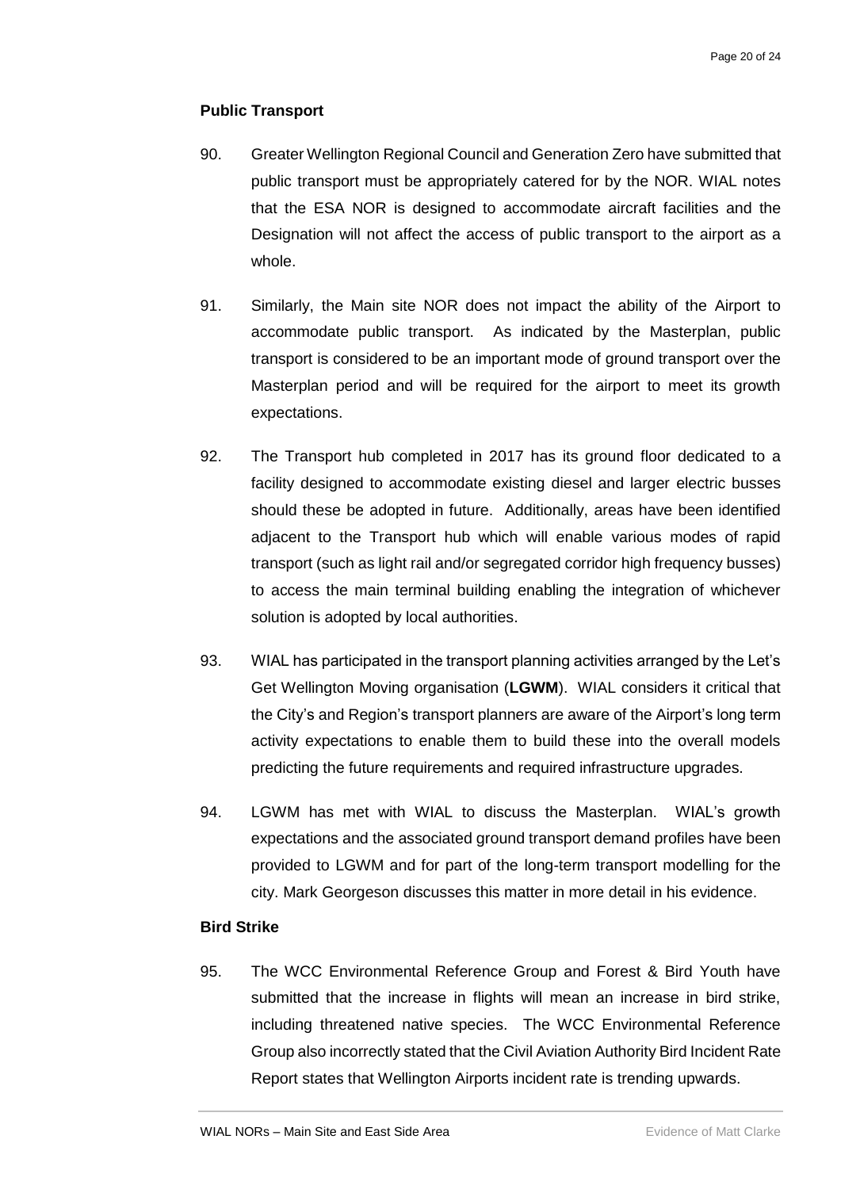**Public Transport**

90. Greater Wellington Regional Council and Generation Zero have submitted that public transport must be appropriately catered for by the NOR. WIAL notes that the ESA NOR is designed to accommodate aircraft facilities and the Designation will not affect the access of public transport to the airport as a whole.

91. Similarly, the Main site NOR does not impact the ability of the Airport to accommodate public transport. As indicated by the Masterplan, public transport is considered to be an important mode of ground transport over the Masterplan period and will be required for the airport to meet its growth expectations.

92. The Transport hub completed in 2017 has its ground floor dedicated to a facility designed to accommodate existing diesel and larger electric busses should these be adopted in future. Additionally, areas have been identified adjacent to the Transport hub which will enable various modes of rapid transport (such as light rail and/or segregated corridor high frequency busses) to access the main terminal building enabling the integration of whichever solution is adopted by local authorities.

93. WIAL has participated in the transport planning activities arranged by the Let's Get Wellington Moving organisation (**LGWM**). WIAL considers it critical that the City's and Region's transport planners are aware of the Airport's long term activity expectations to enable them to build these into the overall models predicting the future requirements and required infrastructure upgrades.

94. LGWM has met with WIAL to discuss the Masterplan. WIAL's growth expectations and the associated ground transport demand profiles have been provided to LGWM and for part of the long-term transport modelling for the city. Mark Georgeson discusses this matter in more detail in his evidence.

**Bird Strike**

95. The WCC Environmental Reference Group and Forest & Bird Youth have submitted that the increase in flights will mean an increase in bird strike, including threatened native species. The WCC Environmental Reference Group also incorrectly stated that the Civil Aviation Authority Bird Incident Rate Report states that Wellington Airports incident rate is trending upwards.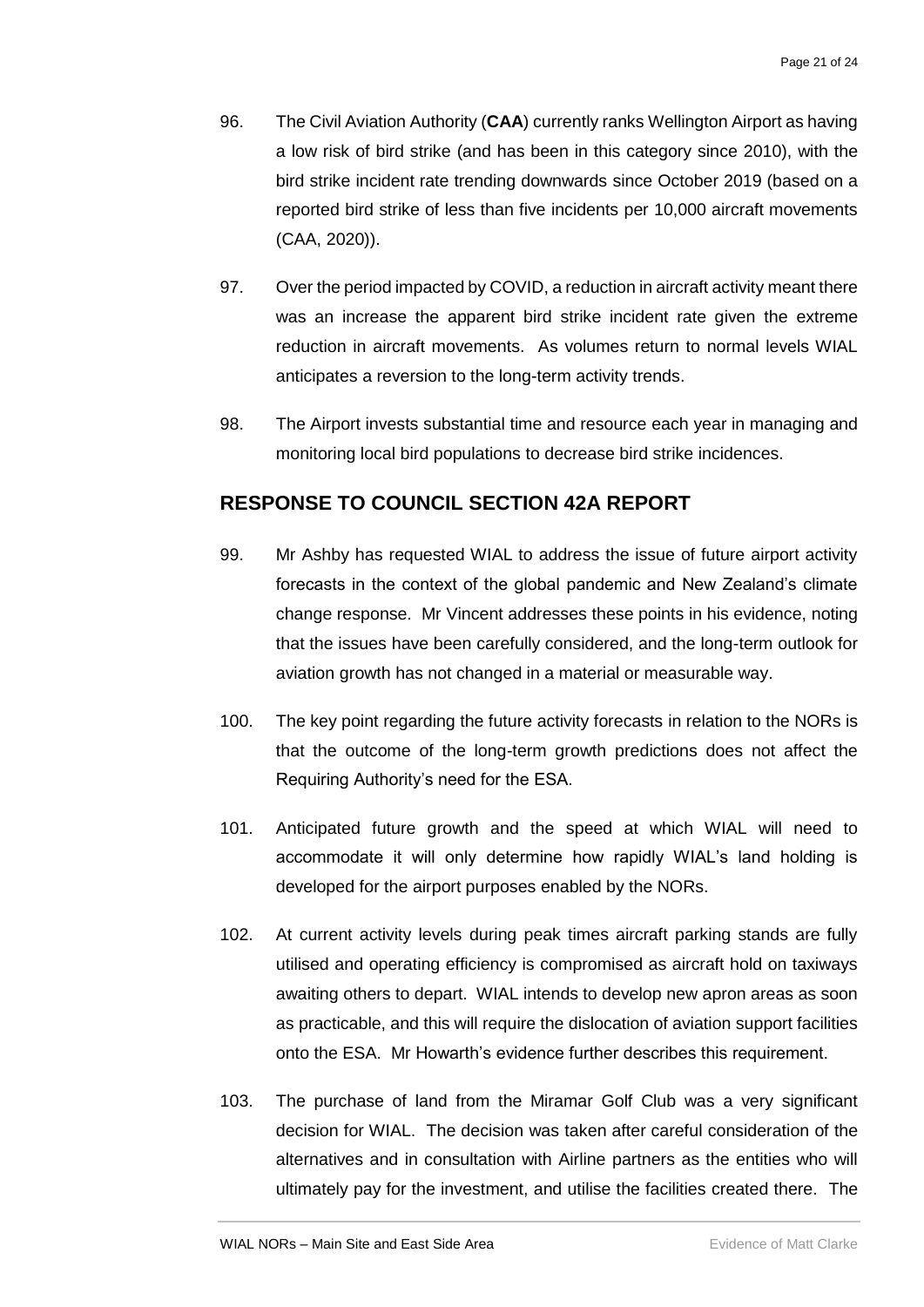96. The Civil Aviation Authority (**CAA**) currently ranks Wellington Airport as having a low risk of bird strike (and has been in this category since 2010), with the bird strike incident rate trending downwards since October 2019 (based on a reported bird strike of less than five incidents per 10,000 aircraft movements (CAA, 2020)).

97. Over the period impacted by COVID, a reduction in aircraft activity meant there was an increase the apparent bird strike incident rate given the extreme reduction in aircraft movements. As volumes return to normal levels WIAL anticipates a reversion to the long-term activity trends.

98. The Airport invests substantial time and resource each year in managing and monitoring local bird populations to decrease bird strike incidences.

## RESPONSE TO COUNCIL SECTION 42A REPORT

99. Mr Ashby has requested WIAL to address the issue of future airport activity forecasts in the context of the global pandemic and New Zealand's climate change response. Mr Vincent addresses these points in his evidence, noting that the issues have been carefully considered, and the long-term outlook for aviation growth has not changed in a material or measurable way.

100. The key point regarding the future activity forecasts in relation to the NORs is that the outcome of the long-term growth predictions does not affect the Requiring Authority's need for the ESA.

101. Anticipated future growth and the speed at which WIAL will need to accommodate it will only determine how rapidly WIAL's land holding is developed for the airport purposes enabled by the NORs.

102. At current activity levels during peak times aircraft parking stands are fully utilised and operating efficiency is compromised as aircraft hold on taxiways awaiting others to depart. WIAL intends to develop new apron areas as soon as practicable, and this will require the dislocation of aviation support facilities onto the ESA. Mr Howarth's evidence further describes this requirement.

103. The purchase of land from the Miramar Golf Club was a very significant decision for WIAL. The decision was taken after careful consideration of the alternatives and in consultation with Airline partners as the entities who will ultimately pay for the investment, and utilise the facilities created there. The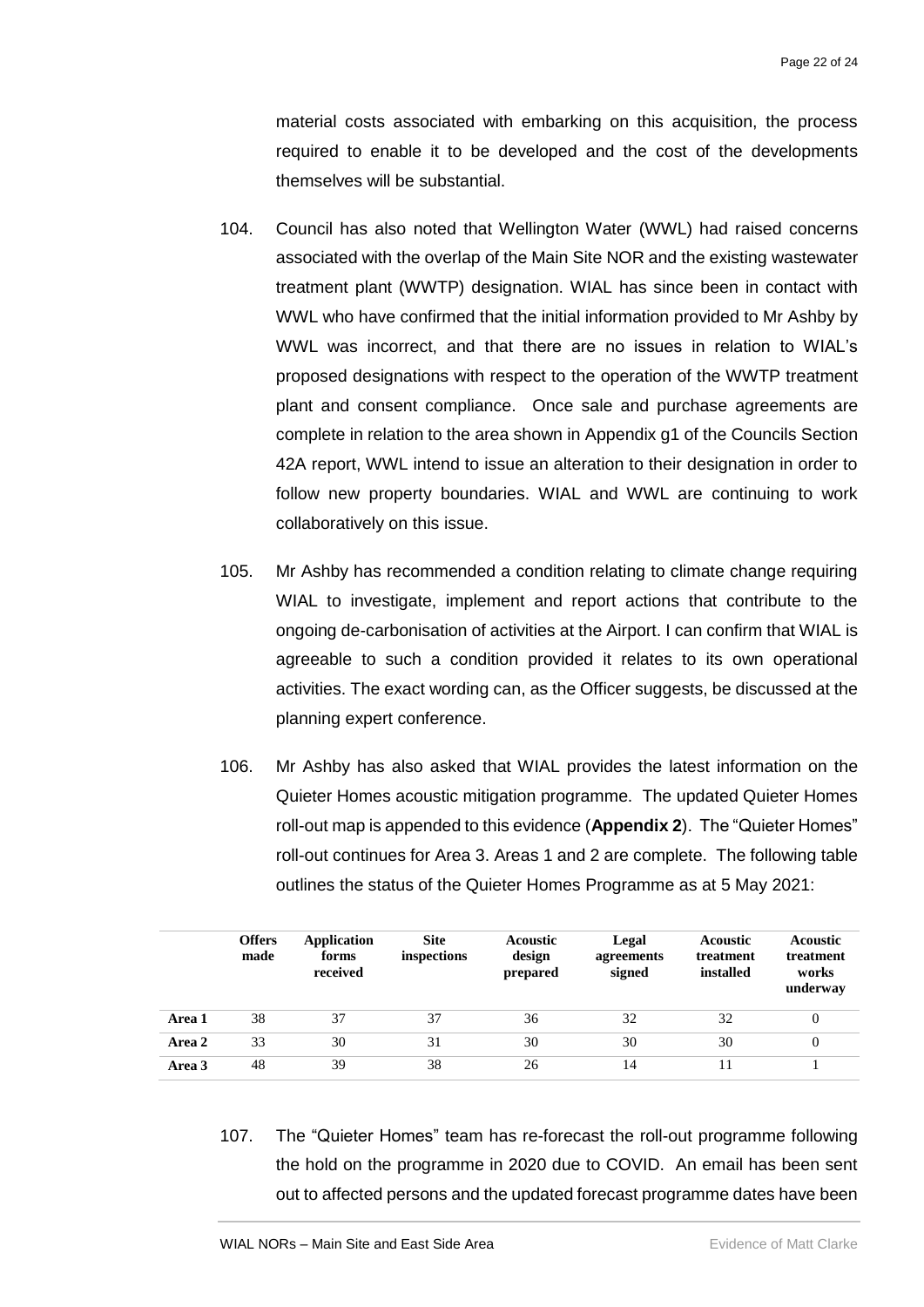material costs associated with embarking on this acquisition, the process required to enable it to be developed and the cost of the developments themselves will be substantial.

104. Council has also noted that Wellington Water (WWL) had raised concerns associated with the overlap of the Main Site NOR and the existing wastewater treatment plant (WWTP) designation. WIAL has since been in contact with WWL who have confirmed that the initial information provided to Mr Ashby by WWL was incorrect, and that there are no issues in relation to WIAL's proposed designations with respect to the operation of the WWTP treatment plant and consent compliance. Once sale and purchase agreements are complete in relation to the area shown in Appendix g1 of the Councils Section 42A report, WWL intend to issue an alteration to their designation in order to follow new property boundaries. WIAL and WWL are continuing to work collaboratively on this issue.

105. Mr Ashby has recommended a condition relating to climate change requiring WIAL to investigate, implement and report actions that contribute to the ongoing de-carbonisation of activities at the Airport. I can confirm that WIAL is agreeable to such a condition provided it relates to its own operational activities. The exact wording can, as the Officer suggests, be discussed at the planning expert conference.

106. Mr Ashby has also asked that WIAL provides the latest information on the Quieter Homes acoustic mitigation programme. The updated Quieter Homes roll-out map is appended to this evidence (**Appendix 2**). The "Quieter Homes" roll-out continues for Area 3. Areas 1 and 2 are complete. The following table outlines the status of the Quieter Homes Programme as at 5 May 2021:

| | Offers made | Application forms received | Site inspections | Acoustic design prepared | Legal agreements signed | Acoustic treatment installed | Acoustic treatment works underway |
|---|---|---|---|---|---|---|---|
| **Area 1** | 38 | 37 | 37 | 36 | 32 | 32 | 0 |
| **Area 2** | 33 | 30 | 31 | 30 | 30 | 30 | 0 |
| **Area 3** | 48 | 39 | 38 | 26 | 14 | 11 | 1 |

107. The "Quieter Homes" team has re-forecast the roll-out programme following the hold on the programme in 2020 due to COVID. An email has been sent out to affected persons and the updated forecast programme dates have been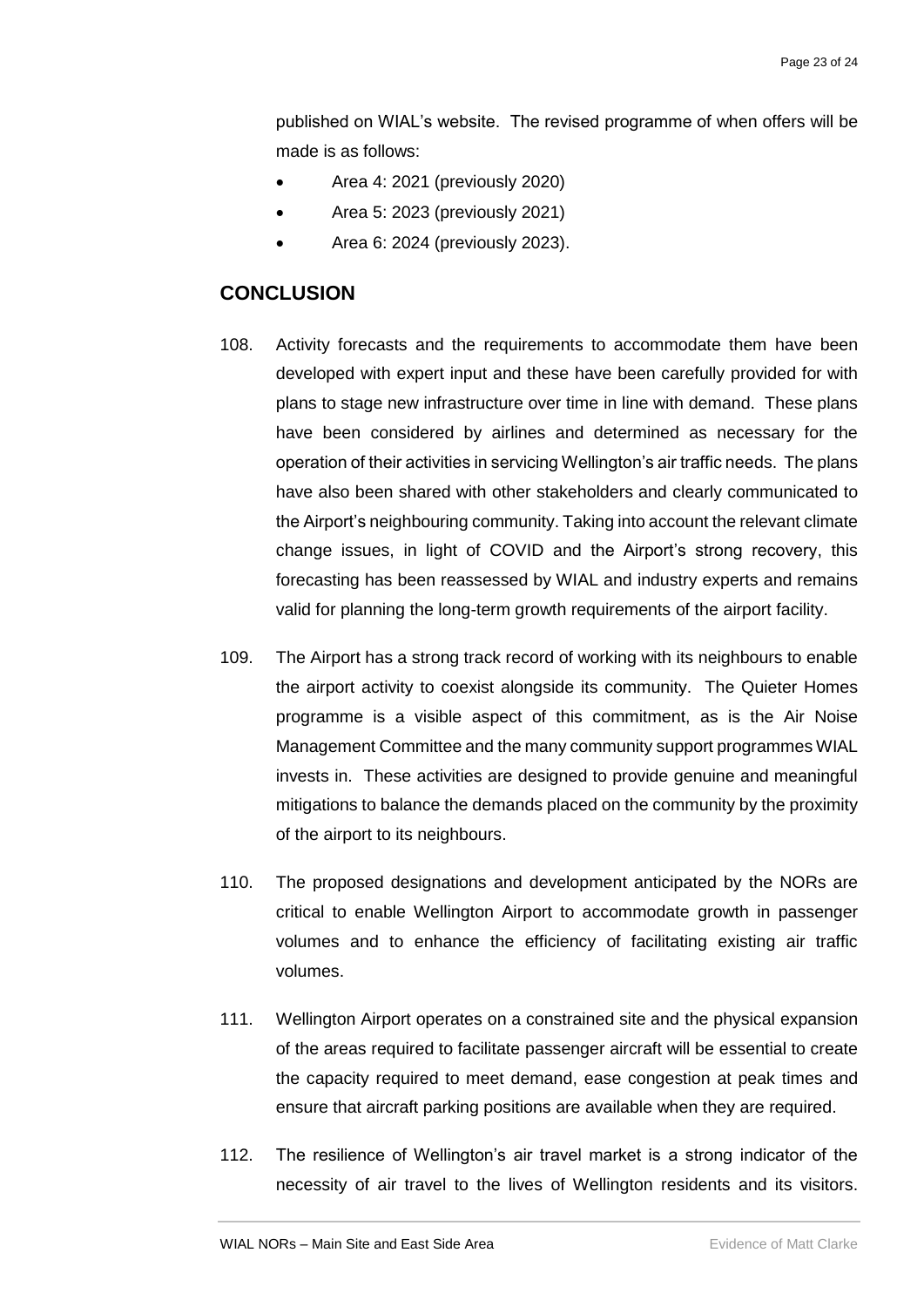published on WIAL's website. The revised programme of when offers will be made is as follows:

- Area 4: 2021 (previously 2020)
- Area 5: 2023 (previously 2021)
- Area 6: 2024 (previously 2023).

## CONCLUSION

108. Activity forecasts and the requirements to accommodate them have been developed with expert input and these have been carefully provided for with plans to stage new infrastructure over time in line with demand. These plans have been considered by airlines and determined as necessary for the operation of their activities in servicing Wellington's air traffic needs. The plans have also been shared with other stakeholders and clearly communicated to the Airport's neighbouring community. Taking into account the relevant climate change issues, in light of COVID and the Airport's strong recovery, this forecasting has been reassessed by WIAL and industry experts and remains valid for planning the long-term growth requirements of the airport facility.

109. The Airport has a strong track record of working with its neighbours to enable the airport activity to coexist alongside its community. The Quieter Homes programme is a visible aspect of this commitment, as is the Air Noise Management Committee and the many community support programmes WIAL invests in. These activities are designed to provide genuine and meaningful mitigations to balance the demands placed on the community by the proximity of the airport to its neighbours.

110. The proposed designations and development anticipated by the NORs are critical to enable Wellington Airport to accommodate growth in passenger volumes and to enhance the efficiency of facilitating existing air traffic volumes.

111. Wellington Airport operates on a constrained site and the physical expansion of the areas required to facilitate passenger aircraft will be essential to create the capacity required to meet demand, ease congestion at peak times and ensure that aircraft parking positions are available when they are required.

112. The resilience of Wellington's air travel market is a strong indicator of the necessity of air travel to the lives of Wellington residents and its visitors.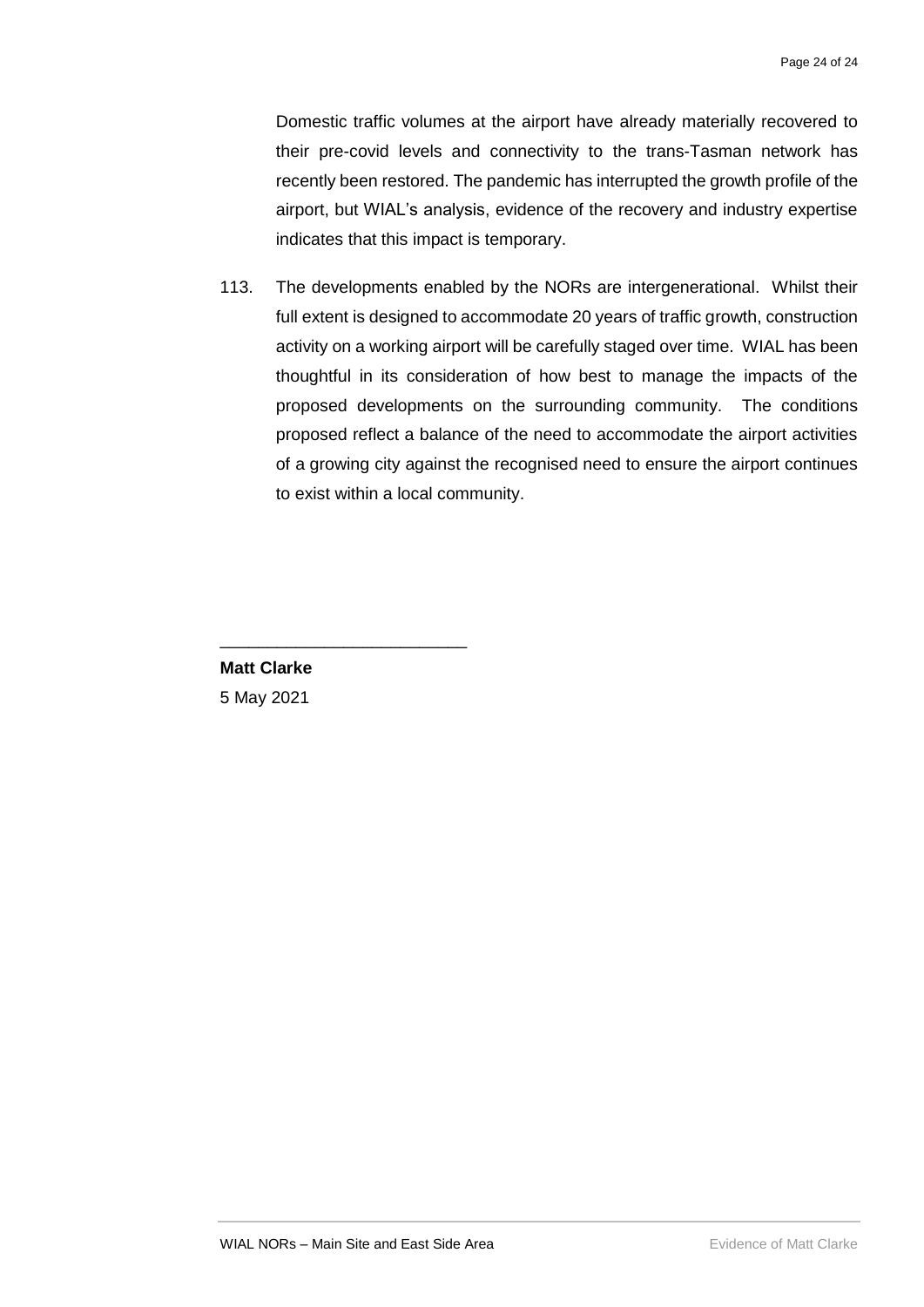Domestic traffic volumes at the airport have already materially recovered to their pre-covid levels and connectivity to the trans-Tasman network has recently been restored. The pandemic has interrupted the growth profile of the airport, but WIAL's analysis, evidence of the recovery and industry expertise indicates that this impact is temporary.

113. The developments enabled by the NORs are intergenerational. Whilst their full extent is designed to accommodate 20 years of traffic growth, construction activity on a working airport will be carefully staged over time. WIAL has been thoughtful in its consideration of how best to manage the impacts of the proposed developments on the surrounding community. The conditions proposed reflect a balance of the need to accommodate the airport activities of a growing city against the recognised need to ensure the airport continues to exist within a local community.

\_\_\_\_\_\_\_\_\_\_\_\_\_\_\_\_\_\_\_\_\_\_\_\_\_\_

**Matt Clarke**

5 May 2021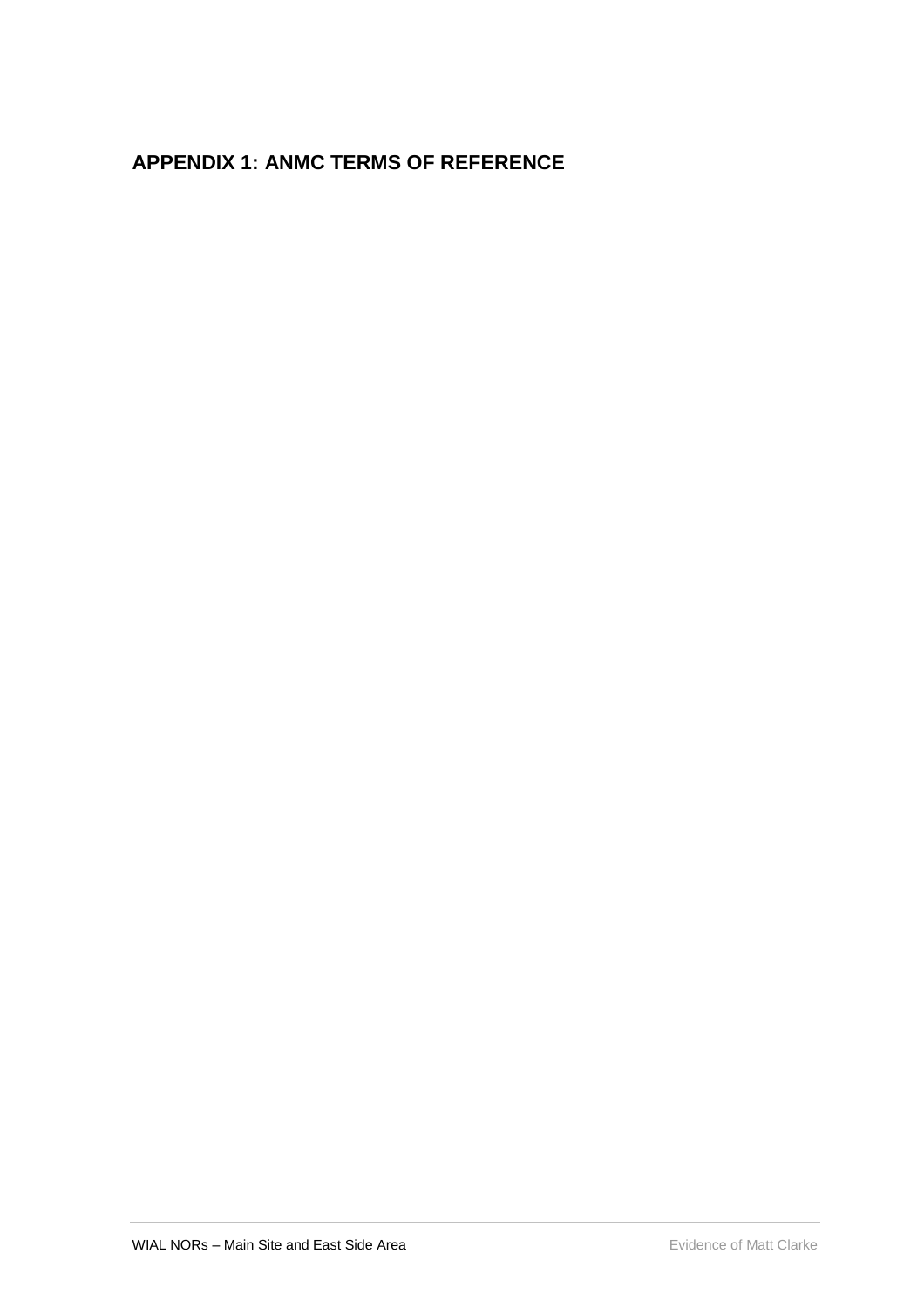## APPENDIX 1: ANMC TERMS OF REFERENCE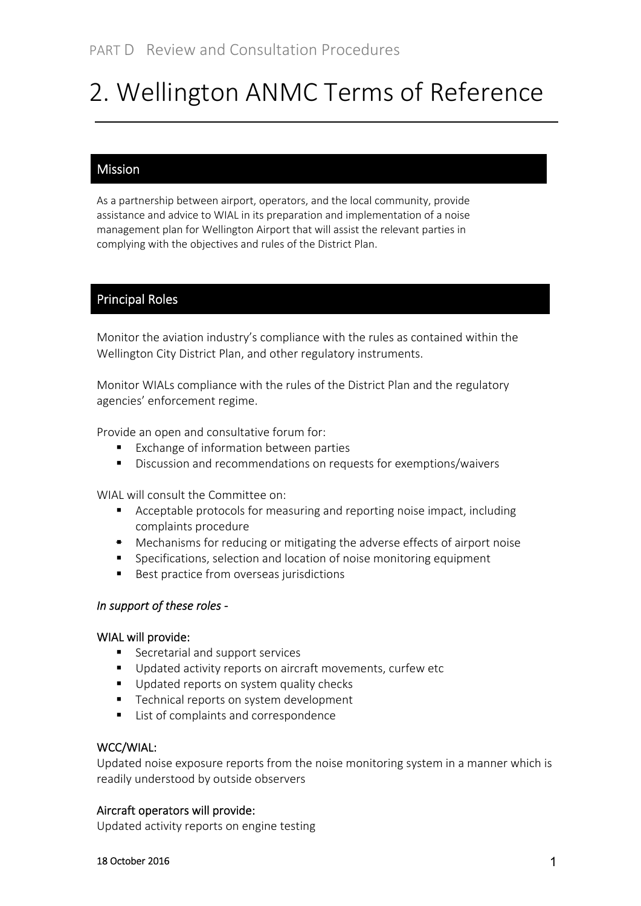# 2. Wellington ANMC Terms of Reference

## Mission

As a partnership between airport, operators, and the local community, provide assistance and advice to WIAL in its preparation and implementation of a noise management plan for Wellington Airport that will assist the relevant parties in complying with the objectives and rules of the District Plan.

## Principal Roles

Monitor the aviation industry's compliance with the rules as contained within the Wellington City District Plan, and other regulatory instruments.

Monitor WIALs compliance with the rules of the District Plan and the regulatory agencies' enforcement regime.

Provide an open and consultative forum for:

- Exchange of information between parties
- Discussion and recommendations on requests for exemptions/waivers

WIAL will consult the Committee on:

- Acceptable protocols for measuring and reporting noise impact, including complaints procedure
- Mechanisms for reducing or mitigating the adverse effects of airport noise
- Specifications, selection and location of noise monitoring equipment
- Best practice from overseas jurisdictions

*In support of these roles -*

WIAL will provide:

- Secretarial and support services
- Updated activity reports on aircraft movements, curfew etc
- Updated reports on system quality checks
- Technical reports on system development
- List of complaints and correspondence

WCC/WIAL:

Updated noise exposure reports from the noise monitoring system in a manner which is readily understood by outside observers

Aircraft operators will provide:

Updated activity reports on engine testing

18 October 2016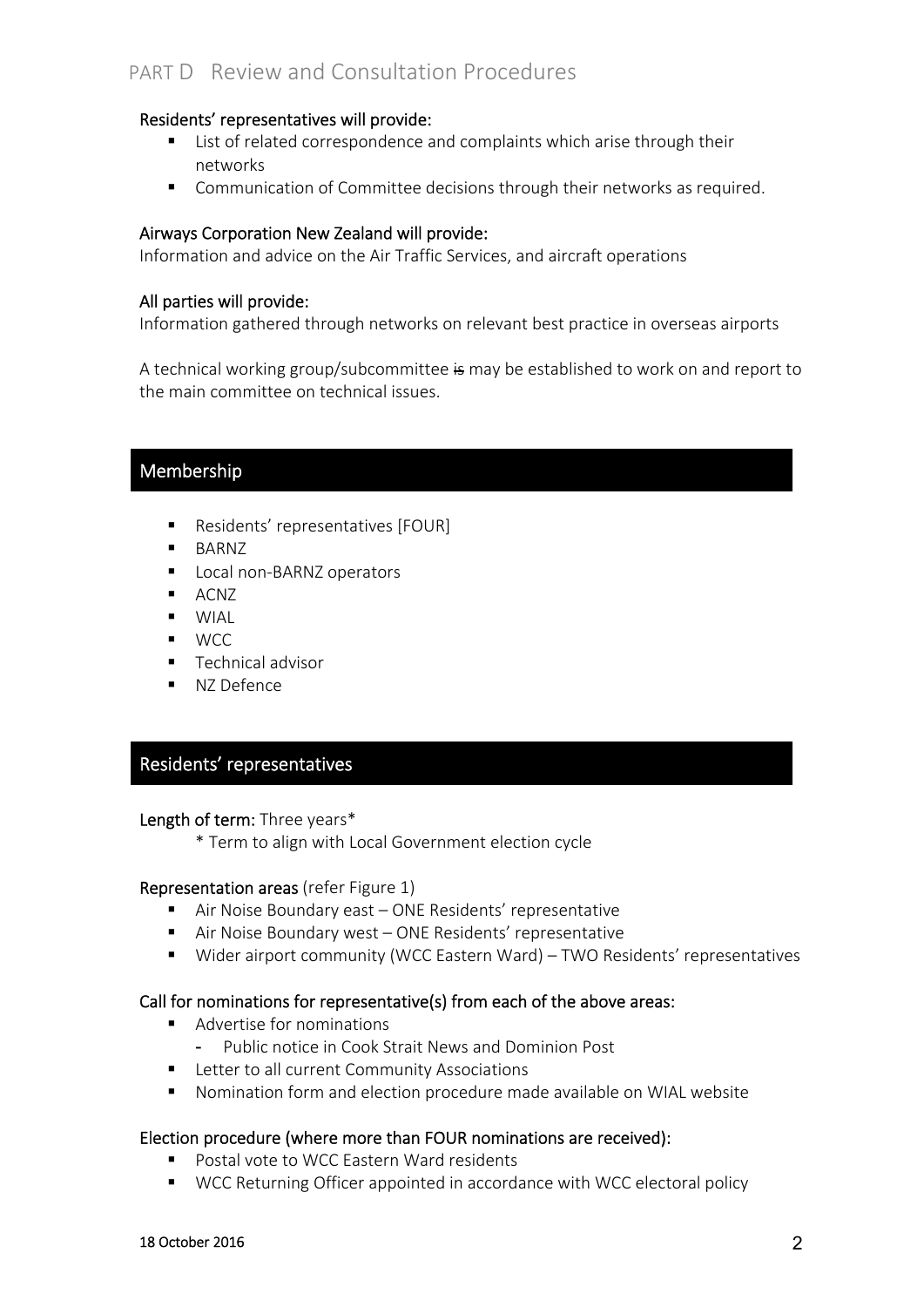# PART D Review and Consultation Procedures

**Residents' representatives will provide:**

- List of related correspondence and complaints which arise through their networks
- Communication of Committee decisions through their networks as required.

**Airways Corporation New Zealand will provide:**

Information and advice on the Air Traffic Services, and aircraft operations

**All parties will provide:**

Information gathered through networks on relevant best practice in overseas airports

A technical working group/subcommittee ~~is~~ may be established to work on and report to the main committee on technical issues.

## Membership

- Residents' representatives [FOUR]
- BARNZ
- Local non-BARNZ operators
- ACNZ
- WIAL
- WCC
- Technical advisor
- NZ Defence

## Residents' representatives

**Length of term:** Three years*

\* Term to align with Local Government election cycle

**Representation areas** (refer Figure 1)

- Air Noise Boundary east – ONE Residents' representative
- Air Noise Boundary west – ONE Residents' representative
- Wider airport community (WCC Eastern Ward) – TWO Residents' representatives

**Call for nominations for representative(s) from each of the above areas:**

- Advertise for nominations
  - Public notice in Cook Strait News and Dominion Post
- Letter to all current Community Associations
- Nomination form and election procedure made available on WIAL website

**Election procedure (where more than FOUR nominations are received):**

- Postal vote to WCC Eastern Ward residents
- WCC Returning Officer appointed in accordance with WCC electoral policy

18 October 2016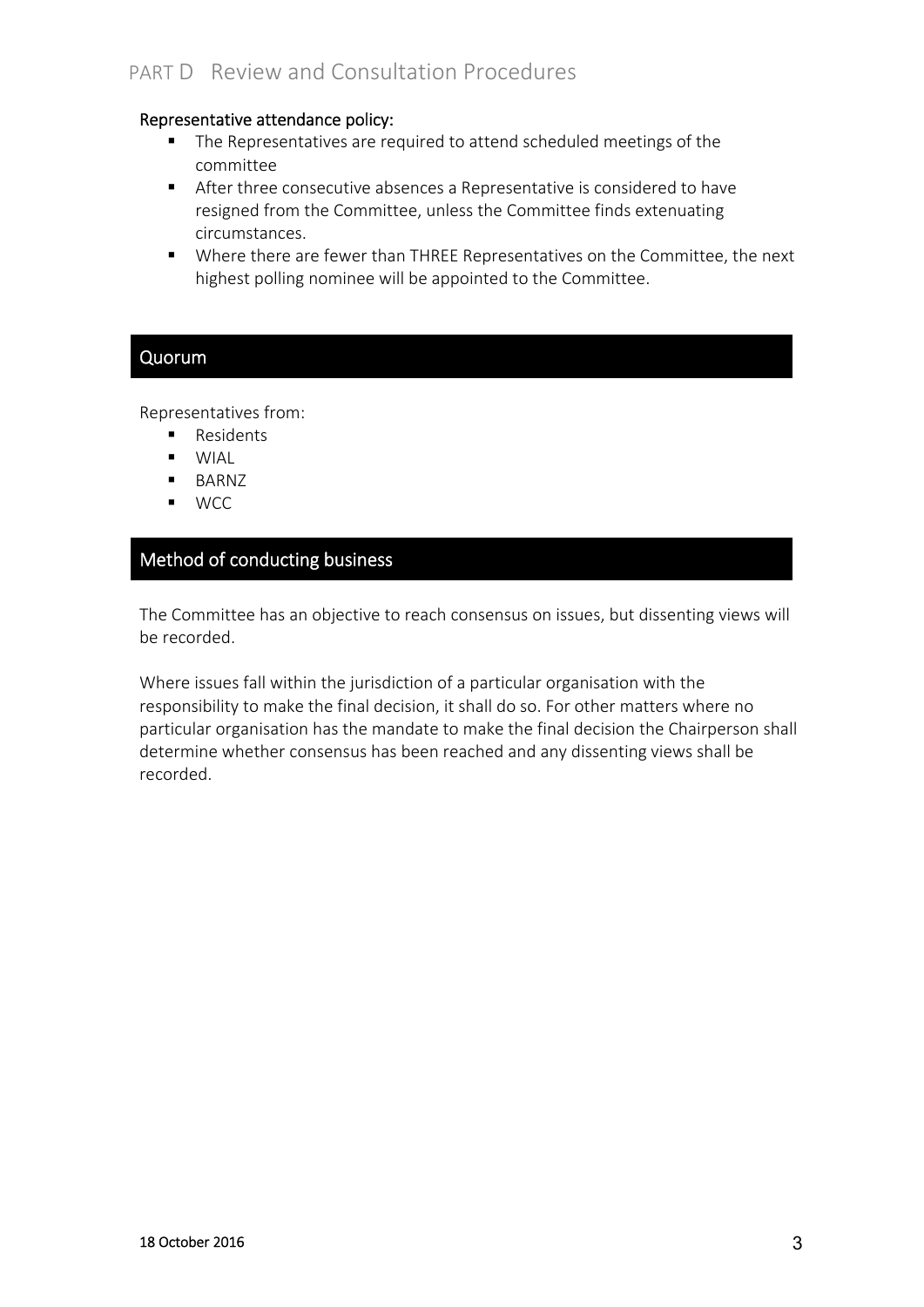**Representative attendance policy:**

- The Representatives are required to attend scheduled meetings of the committee
- After three consecutive absences a Representative is considered to have resigned from the Committee, unless the Committee finds extenuating circumstances.
- Where there are fewer than THREE Representatives on the Committee, the next highest polling nominee will be appointed to the Committee.

## Quorum

Representatives from:

- Residents
- WIAL
- BARNZ
- WCC

## Method of conducting business

The Committee has an objective to reach consensus on issues, but dissenting views will be recorded.

Where issues fall within the jurisdiction of a particular organisation with the responsibility to make the final decision, it shall do so. For other matters where no particular organisation has the mandate to make the final decision the Chairperson shall determine whether consensus has been reached and any dissenting views shall be recorded.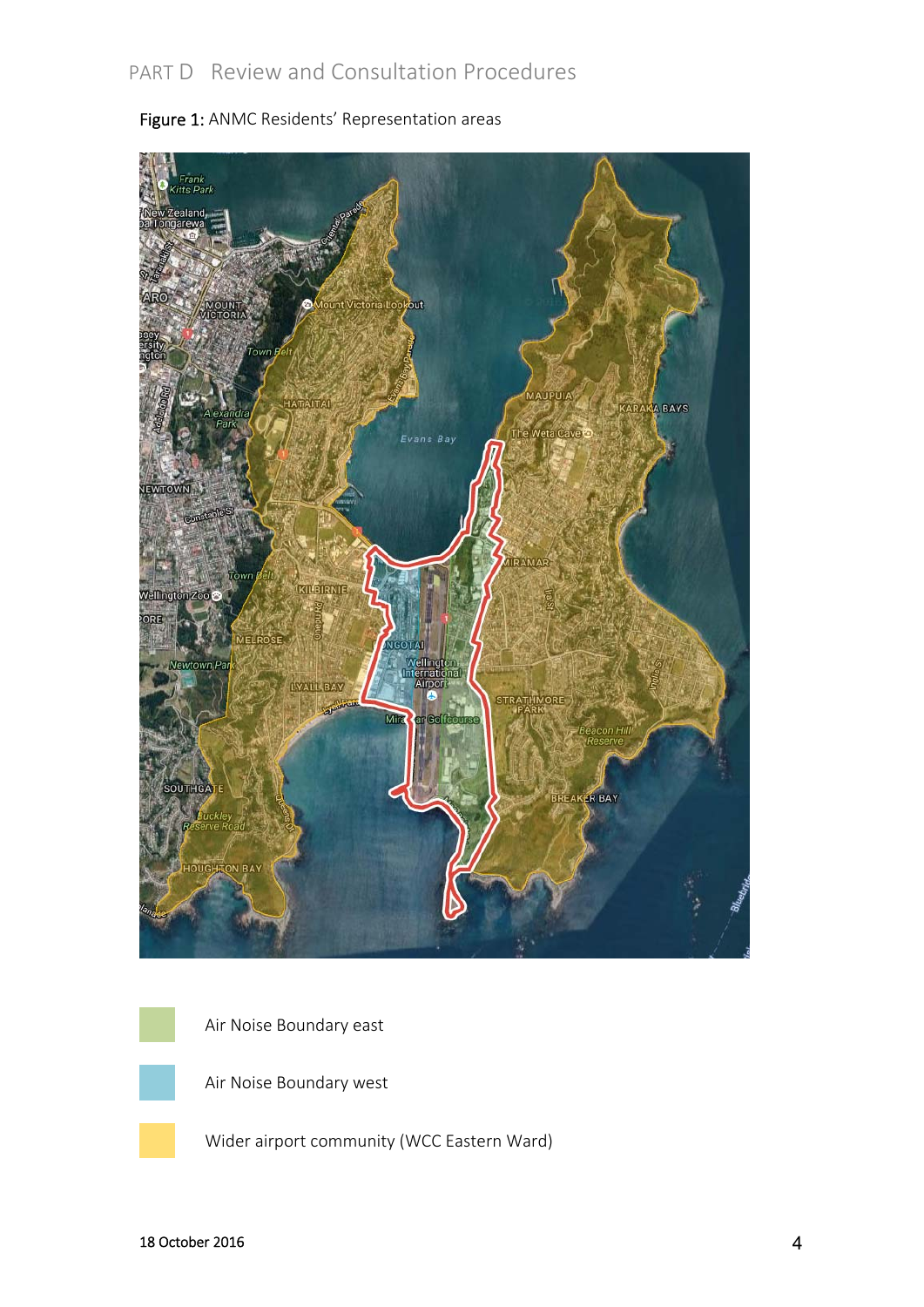Figure 1: ANMC Residents' Representation areas

Air Noise Boundary east

Air Noise Boundary west

Wider airport community (WCC Eastern Ward)

18 October 2016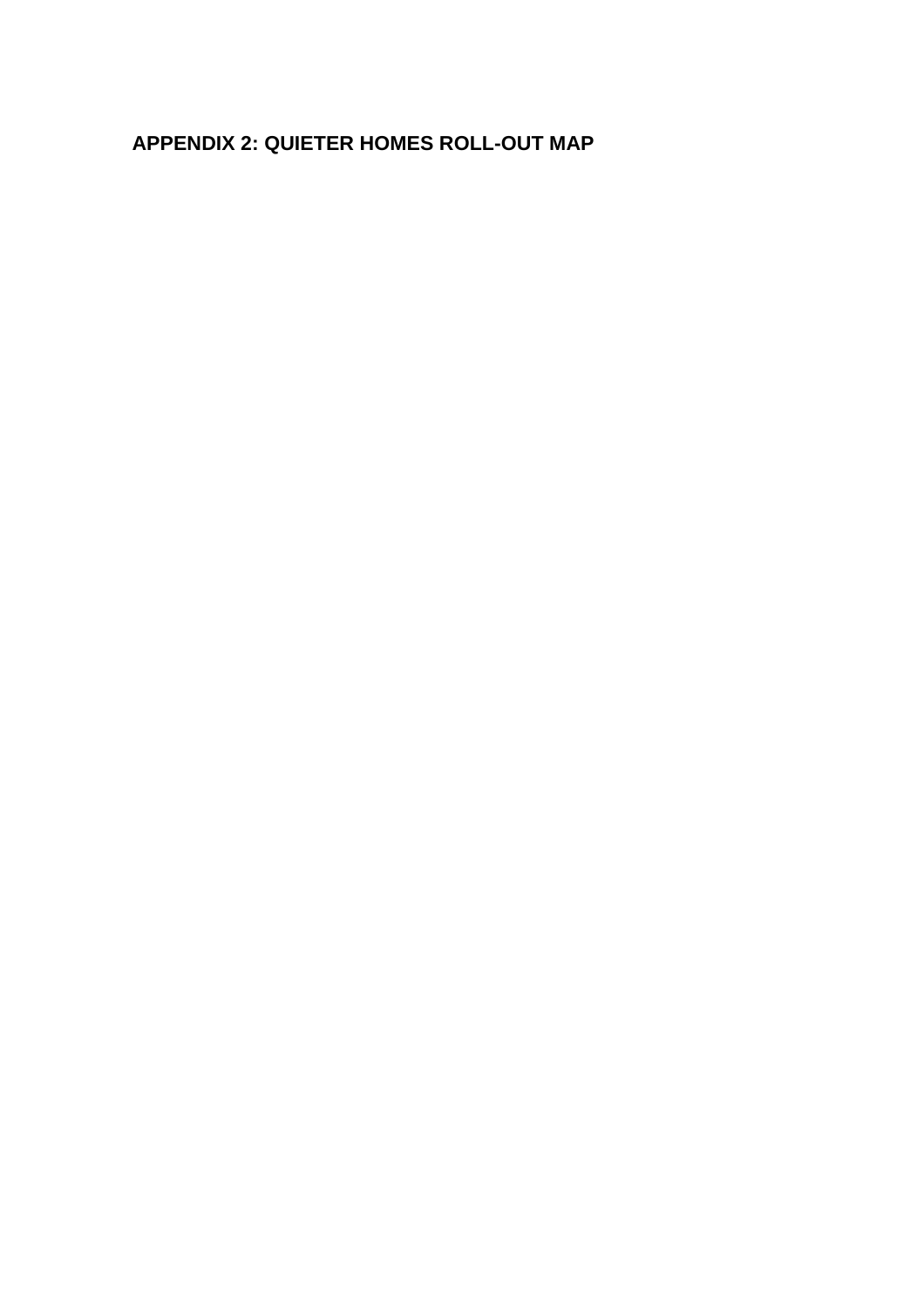## APPENDIX 2: QUIETER HOMES ROLL-OUT MAP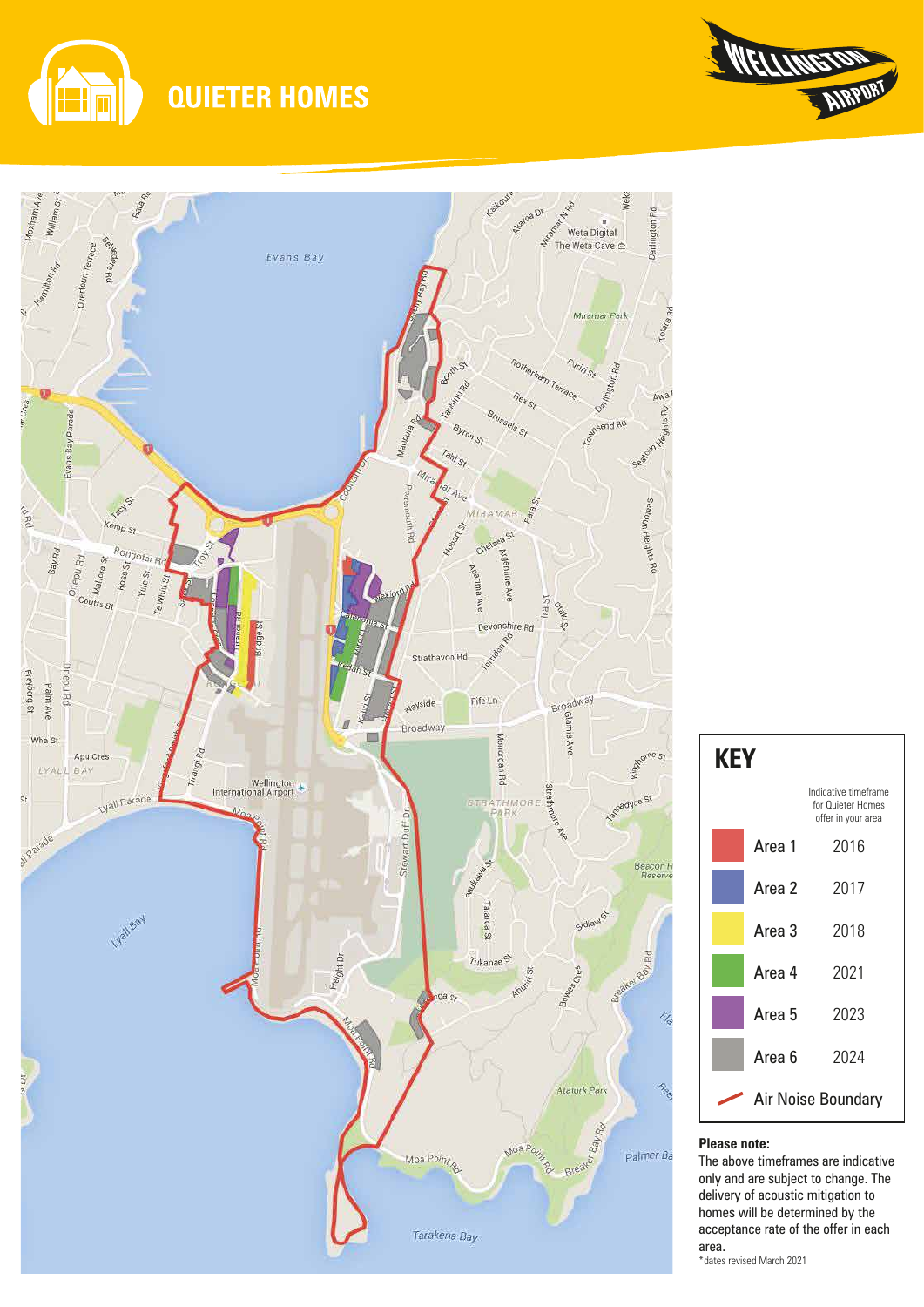# QUIETER HOMES

## KEY

| | Indicative timeframe for Quieter Homes offer in your area |
|---|---|
| Area 1 | 2016 |
| Area 2 | 2017 |
| Area 3 | 2018 |
| Area 4 | 2021 |
| Area 5 | 2023 |
| Area 6 | 2024 |
| Air Noise Boundary | |

**Please note:**
The above timeframes are indicative only and are subject to change. The delivery of acoustic mitigation to homes will be determined by the acceptance rate of the offer in each area.

*dates revised March 2021